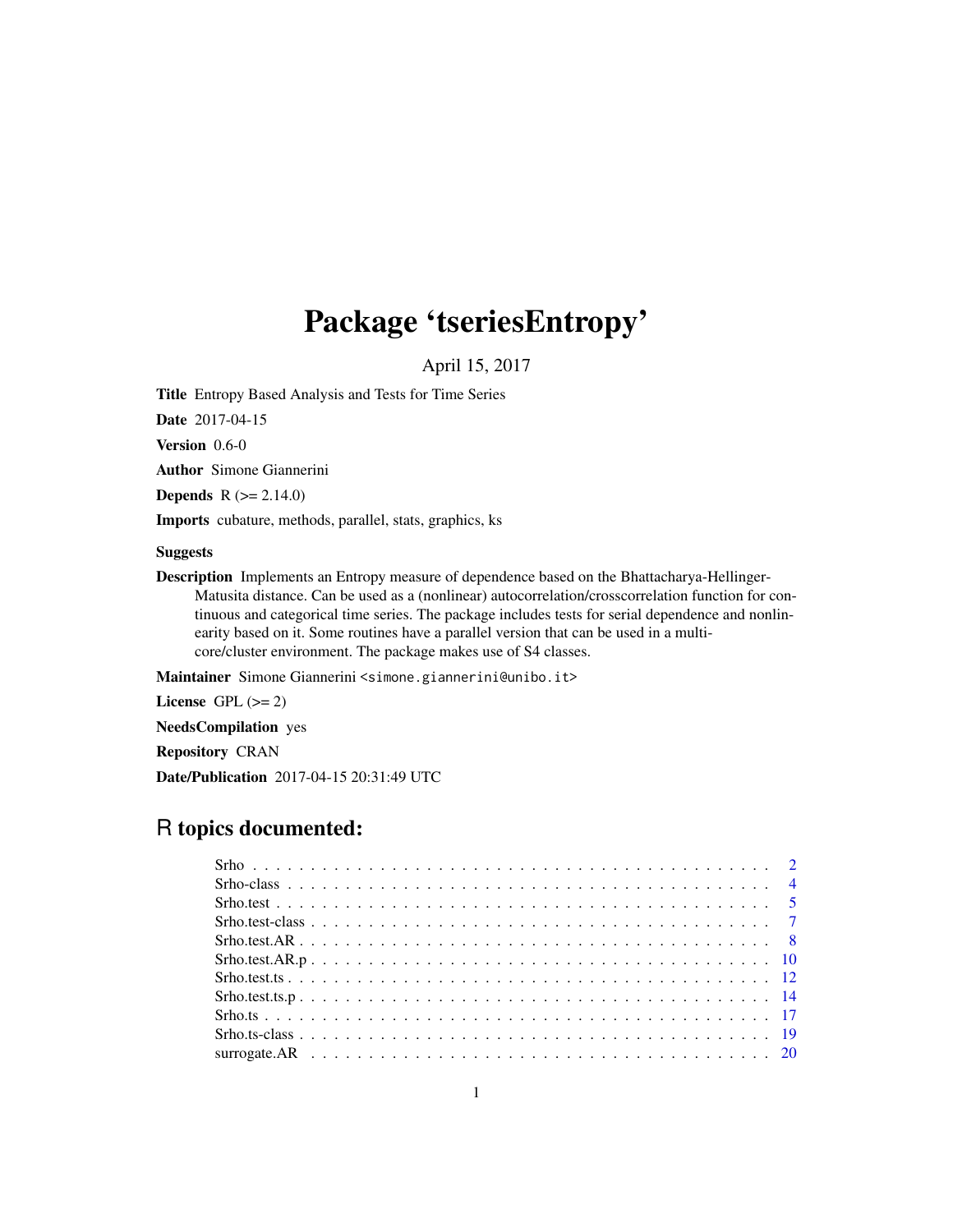# Package 'tseriesEntropy'

April 15, 2017

**Title** Entropy Based Analysis and Tests for Time Series

**Date** 2017-04-15

**Version** 0.6-0

**Author** Simone Giannerini

**Depends** R (>= 2.14.0)

**Imports** cubature, methods, parallel, stats, graphics, ks

**Suggests**

**Description** Implements an Entropy measure of dependence based on the Bhattacharya-Hellinger-Matusita distance. Can be used as a (nonlinear) autocorrelation/crosscorrelation function for continuous and categorical time series. The package includes tests for serial dependence and nonlinearity based on it. Some routines have a parallel version that can be used in a multicore/cluster environment. The package makes use of S4 classes.

**Maintainer** Simone Giannerini <simone.giannerini@unibo.it>

**License** GPL (>= 2)

**NeedsCompilation** yes

**Repository** CRAN

**Date/Publication** 2017-04-15 20:31:49 UTC

## R topics documented:

- Srho . . . . . . . . . . . . . . . . . . . . . . . . . . . . . . . . . . . . . . . . . . . 2
- Srho-class . . . . . . . . . . . . . . . . . . . . . . . . . . . . . . . . . . . . . . . . 4
- Srho.test . . . . . . . . . . . . . . . . . . . . . . . . . . . . . . . . . . . . . . . . . 5
- Srho.test-class . . . . . . . . . . . . . . . . . . . . . . . . . . . . . . . . . . . . . 7
- Srho.test.AR . . . . . . . . . . . . . . . . . . . . . . . . . . . . . . . . . . . . . . 8
- Srho.test.AR.p . . . . . . . . . . . . . . . . . . . . . . . . . . . . . . . . . . . . . 10
- Srho.test.ts . . . . . . . . . . . . . . . . . . . . . . . . . . . . . . . . . . . . . . . 12
- Srho.test.ts.p . . . . . . . . . . . . . . . . . . . . . . . . . . . . . . . . . . . . . . 14
- Srho.ts . . . . . . . . . . . . . . . . . . . . . . . . . . . . . . . . . . . . . . . . . . 17
- Srho.ts-class . . . . . . . . . . . . . . . . . . . . . . . . . . . . . . . . . . . . . . 19
- surrogate.AR . . . . . . . . . . . . . . . . . . . . . . . . . . . . . . . . . . . . . . 20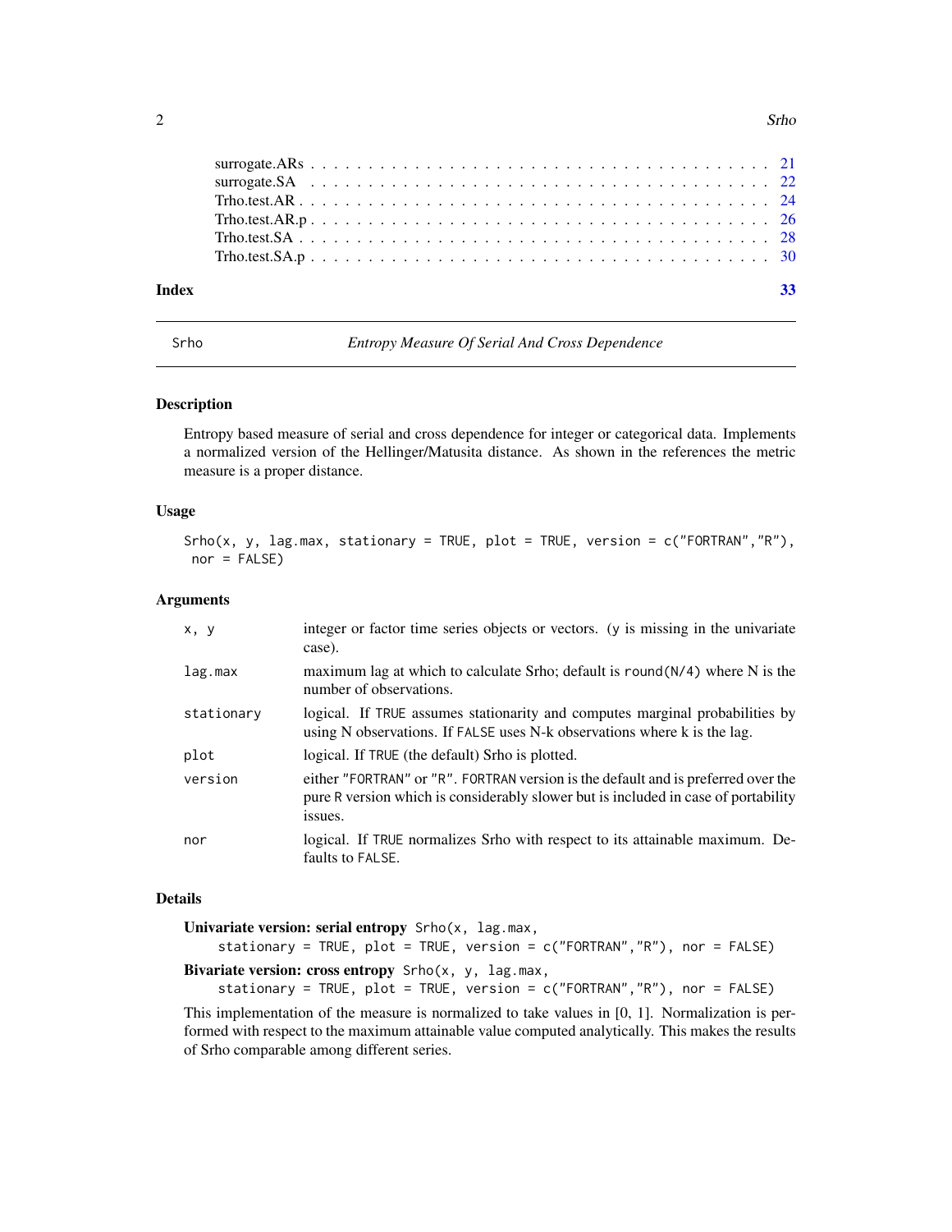surogate.ARs ... 21
surrogate.SA ... 22
Trho.test.AR ... 24
Trho.test.AR.p ... 26
Trho.test.SA ... 28
Trho.test.SA.p ... 30

**Index** **33**

---

Srho — *Entropy Measure Of Serial And Cross Dependence*

### Description

Entropy based measure of serial and cross dependence for integer or categorical data. Implements a normalized version of the Hellinger/Matusita distance. As shown in the references the metric measure is a proper distance.

### Usage

```
Srho(x, y, lag.max, stationary = TRUE, plot = TRUE, version = c("FORTRAN","R"),
 nor = FALSE)
```

### Arguments

| | |
|---|---|
| `x, y` | integer or factor time series objects or vectors. (y is missing in the univariate case). |
| `lag.max` | maximum lag at which to calculate Srho; default is `round(N/4)` where N is the number of observations. |
| `stationary` | logical. If `TRUE` assumes stationarity and computes marginal probabilities by using N observations. If `FALSE` uses N-k observations where k is the lag. |
| `plot` | logical. If `TRUE` (the default) Srho is plotted. |
| `version` | either `"FORTRAN"` or `"R"`. `FORTRAN` version is the default and is preferred over the pure `R` version which is considerably slower but is included in case of portability issues. |
| `nor` | logical. If `TRUE` normalizes Srho with respect to its attainable maximum. Defaults to `FALSE`. |

### Details

**Univariate version: serial entropy** `Srho(x, lag.max, stationary = TRUE, plot = TRUE, version = c("FORTRAN","R"), nor = FALSE)`

**Bivariate version: cross entropy** `Srho(x, y, lag.max, stationary = TRUE, plot = TRUE, version = c("FORTRAN","R"), nor = FALSE)`

This implementation of the measure is normalized to take values in [0, 1]. Normalization is performed with respect to the maximum attainable value computed analytically. This makes the results of Srho comparable among different series.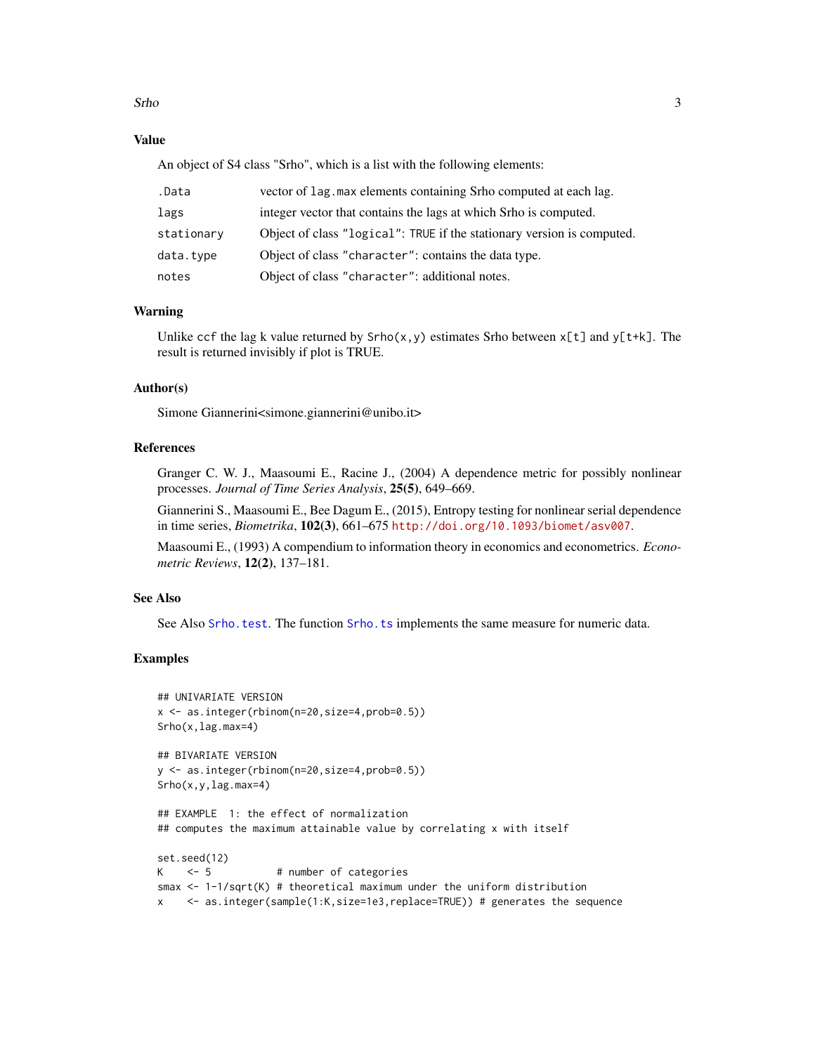### Value

An object of S4 class "Srho", which is a list with the following elements:

| | |
|---|---|
| .Data | vector of lag.max elements containing Srho computed at each lag. |
| lags | integer vector that contains the lags at which Srho is computed. |
| stationary | Object of class "logical": TRUE if the stationary version is computed. |
| data.type | Object of class "character": contains the data type. |
| notes | Object of class "character": additional notes. |

### Warning

Unlike ccf the lag k value returned by Srho(x,y) estimates Srho between x[t] and y[t+k]. The result is returned invisibly if plot is TRUE.

### Author(s)

Simone Giannerini<simone.giannerini@unibo.it>

### References

Granger C. W. J., Maasoumi E., Racine J., (2004) A dependence metric for possibly nonlinear processes. *Journal of Time Series Analysis*, **25(5)**, 649–669.

Giannerini S., Maasoumi E., Bee Dagum E., (2015), Entropy testing for nonlinear serial dependence in time series, *Biometrika*, **102(3)**, 661–675 http://doi.org/10.1093/biomet/asv007.

Maasoumi E., (1993) A compendium to information theory in economics and econometrics. *Econometric Reviews*, **12(2)**, 137–181.

### See Also

See Also Srho.test. The function Srho.ts implements the same measure for numeric data.

### Examples

```
## UNIVARIATE VERSION
x <- as.integer(rbinom(n=20,size=4,prob=0.5))
Srho(x,lag.max=4)

## BIVARIATE VERSION
y <- as.integer(rbinom(n=20,size=4,prob=0.5))
Srho(x,y,lag.max=4)

## EXAMPLE  1: the effect of normalization
## computes the maximum attainable value by correlating x with itself

set.seed(12)
K    <- 5           # number of categories
smax <- 1-1/sqrt(K) # theoretical maximum under the uniform distribution
x    <- as.integer(sample(1:K,size=1e3,replace=TRUE)) # generates the sequence
```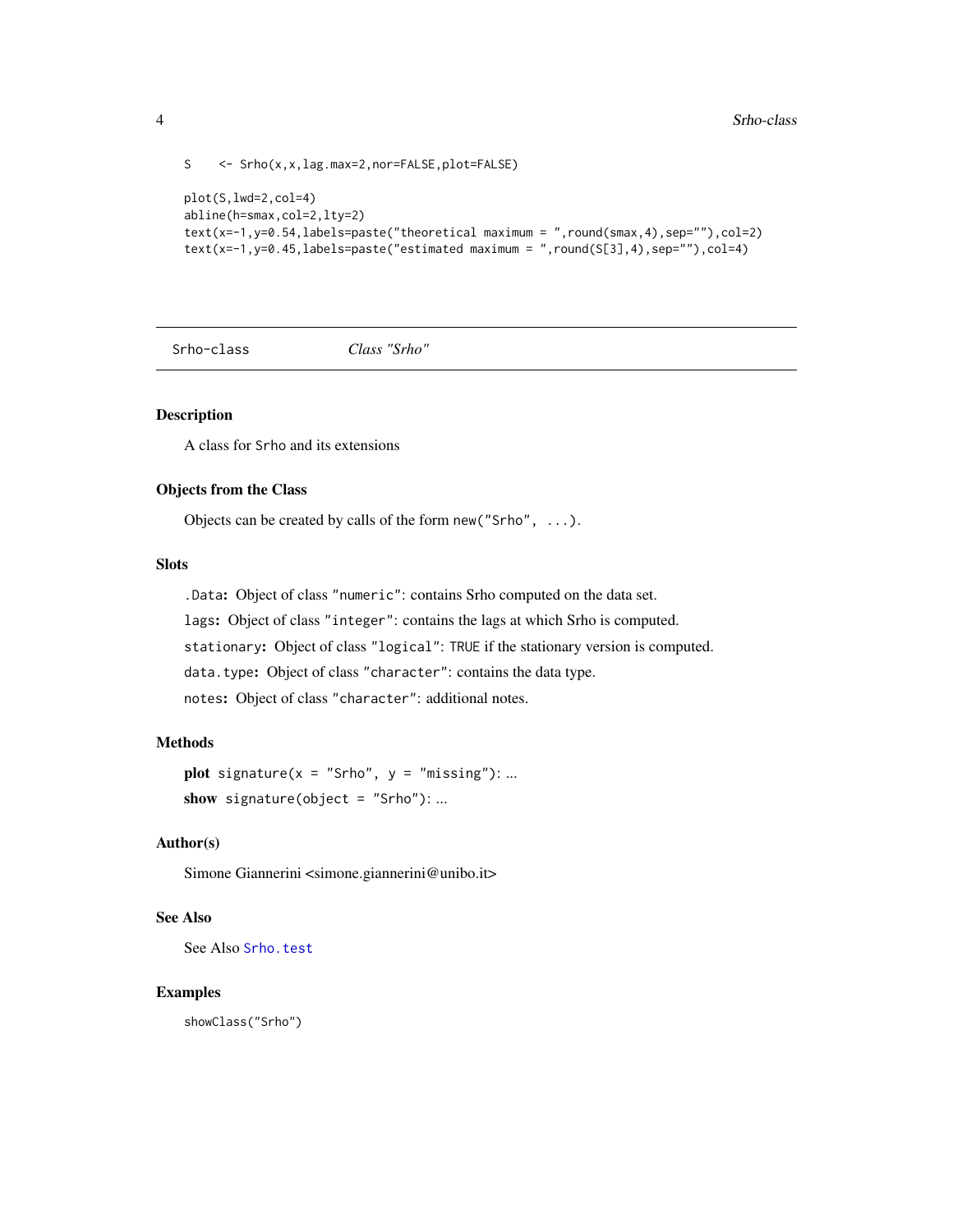```
S    <- Srho(x,x,lag.max=2,nor=FALSE,plot=FALSE)

plot(S,lwd=2,col=4)
abline(h=smax,col=2,lty=2)
text(x=-1,y=0.54,labels=paste("theoretical maximum = ",round(smax,4),sep=""),col=2)
text(x=-1,y=0.45,labels=paste("estimated maximum = ",round(S[3],4),sep=""),col=4)
```

---

Srho-class *Class "Srho"*

---

### Description

A class for `Srho` and its extensions

### Objects from the Class

Objects can be created by calls of the form `new("Srho", ...)`.

### Slots

`.Data`: Object of class `"numeric"`: contains Srho computed on the data set.

`lags`: Object of class `"integer"`: contains the lags at which Srho is computed.

`stationary`: Object of class `"logical"`: `TRUE` if the stationary version is computed.

`data.type`: Object of class `"character"`: contains the data type.

`notes`: Object of class `"character"`: additional notes.

### Methods

**plot** `signature(x = "Srho", y = "missing")`: ...

**show** `signature(object = "Srho")`: ...

### Author(s)

Simone Giannerini <simone.giannerini@unibo.it>

### See Also

See Also `Srho.test`

### Examples

```
showClass("Srho")
```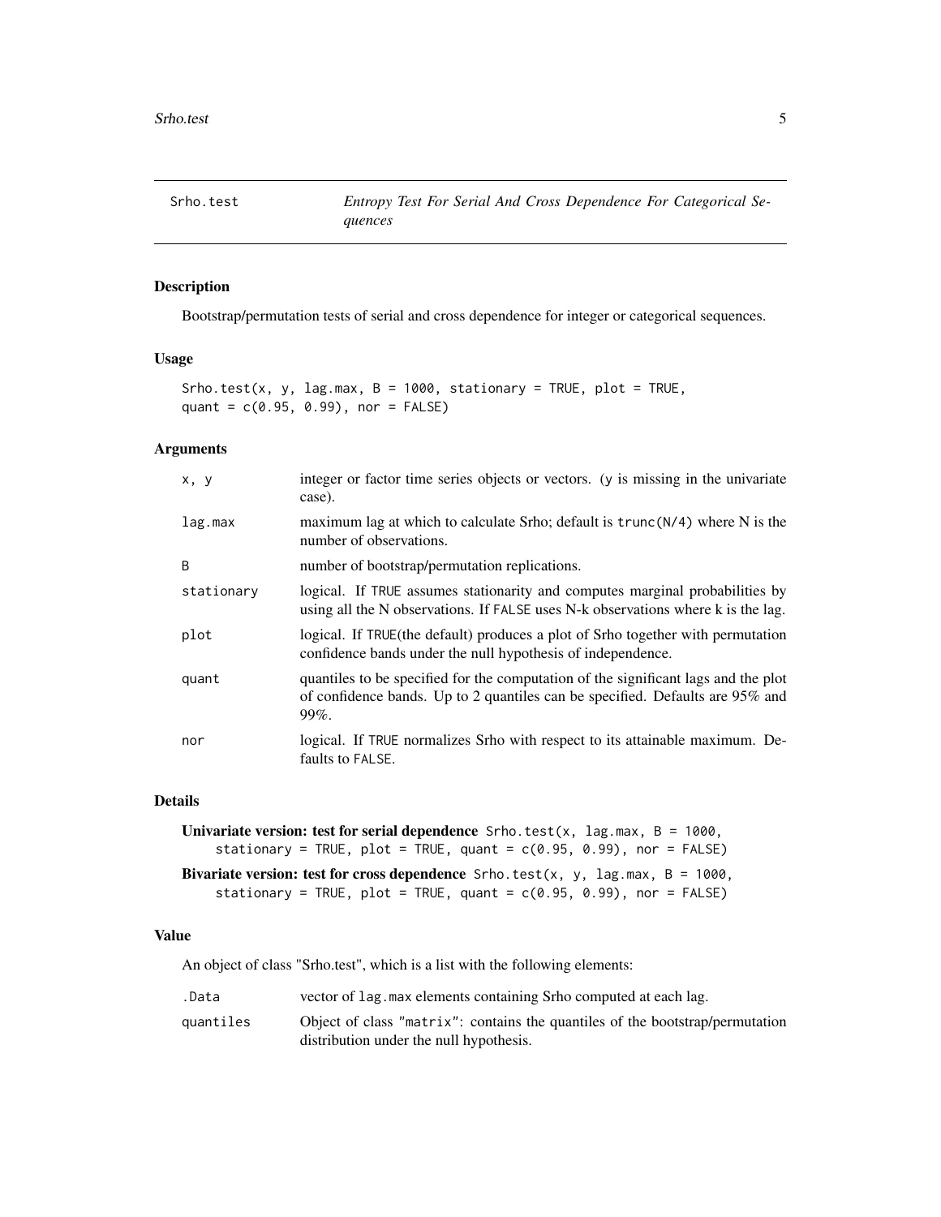# Srho.test — *Entropy Test For Serial And Cross Dependence For Categorical Sequences*

## Description

Bootstrap/permutation tests of serial and cross dependence for integer or categorical sequences.

## Usage

```
Srho.test(x, y, lag.max, B = 1000, stationary = TRUE, plot = TRUE,
quant = c(0.95, 0.99), nor = FALSE)
```

## Arguments

| | |
|---|---|
| `x, y` | integer or factor time series objects or vectors. (y is missing in the univariate case). |
| `lag.max` | maximum lag at which to calculate Srho; default is `trunc(N/4)` where N is the number of observations. |
| `B` | number of bootstrap/permutation replications. |
| `stationary` | logical. If `TRUE` assumes stationarity and computes marginal probabilities by using all the N observations. If `FALSE` uses N-k observations where k is the lag. |
| `plot` | logical. If `TRUE`(the default) produces a plot of Srho together with permutation confidence bands under the null hypothesis of independence. |
| `quant` | quantiles to be specified for the computation of the significant lags and the plot of confidence bands. Up to 2 quantiles can be specified. Defaults are 95% and 99%. |
| `nor` | logical. If `TRUE` normalizes Srho with respect to its attainable maximum. Defaults to `FALSE`. |

## Details

**Univariate version: test for serial dependence** `Srho.test(x, lag.max, B = 1000, stationary = TRUE, plot = TRUE, quant = c(0.95, 0.99), nor = FALSE)`

**Bivariate version: test for cross dependence** `Srho.test(x, y, lag.max, B = 1000, stationary = TRUE, plot = TRUE, quant = c(0.95, 0.99), nor = FALSE)`

## Value

An object of class "Srho.test", which is a list with the following elements:

| | |
|---|---|
| `.Data` | vector of `lag.max` elements containing Srho computed at each lag. |
| `quantiles` | Object of class `"matrix"`: contains the quantiles of the bootstrap/permutation distribution under the null hypothesis. |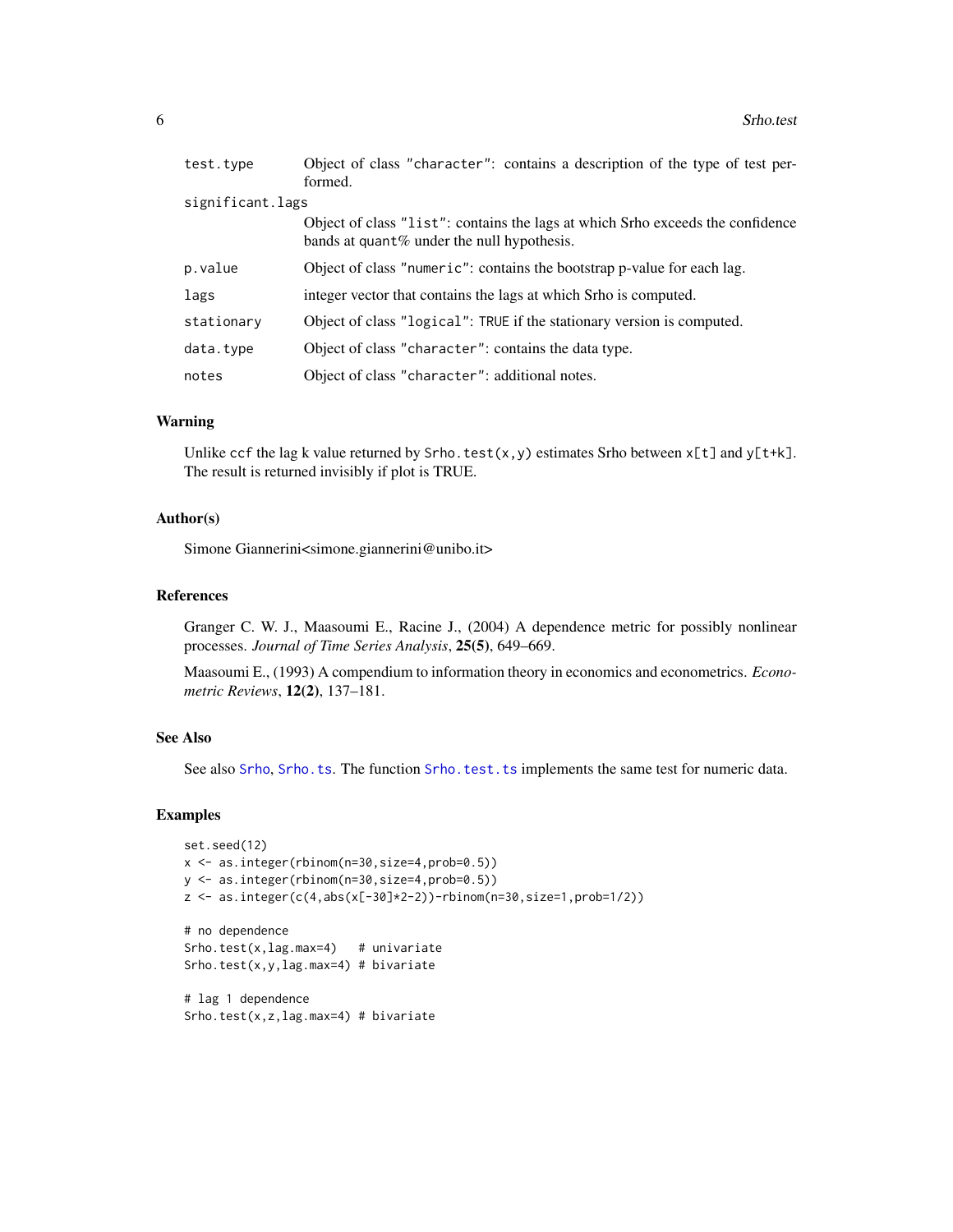| | |
|---|---|
| `test.type` | Object of class `"character"`: contains a description of the type of test performed. |
| `significant.lags` | Object of class `"list"`: contains the lags at which Srho exceeds the confidence bands at `quant`% under the null hypothesis. |
| `p.value` | Object of class `"numeric"`: contains the bootstrap p-value for each lag. |
| `lags` | integer vector that contains the lags at which Srho is computed. |
| `stationary` | Object of class `"logical"`: `TRUE` if the stationary version is computed. |
| `data.type` | Object of class `"character"`: contains the data type. |
| `notes` | Object of class `"character"`: additional notes. |

## Warning

Unlike `ccf` the lag k value returned by `Srho.test(x,y)` estimates Srho between `x[t]` and `y[t+k]`. The result is returned invisibly if plot is TRUE.

## Author(s)

Simone Giannerini<simone.giannerini@unibo.it>

## References

Granger C. W. J., Maasoumi E., Racine J., (2004) A dependence metric for possibly nonlinear processes. *Journal of Time Series Analysis*, **25(5)**, 649–669.

Maasoumi E., (1993) A compendium to information theory in economics and econometrics. *Econometric Reviews*, **12(2)**, 137–181.

## See Also

See also `Srho`, `Srho.ts`. The function `Srho.test.ts` implements the same test for numeric data.

## Examples

```
set.seed(12)
x <- as.integer(rbinom(n=30,size=4,prob=0.5))
y <- as.integer(rbinom(n=30,size=4,prob=0.5))
z <- as.integer(c(4,abs(x[-30]*2-2))-rbinom(n=30,size=1,prob=1/2))

# no dependence
Srho.test(x,lag.max=4)   # univariate
Srho.test(x,y,lag.max=4) # bivariate

# lag 1 dependence
Srho.test(x,z,lag.max=4) # bivariate
```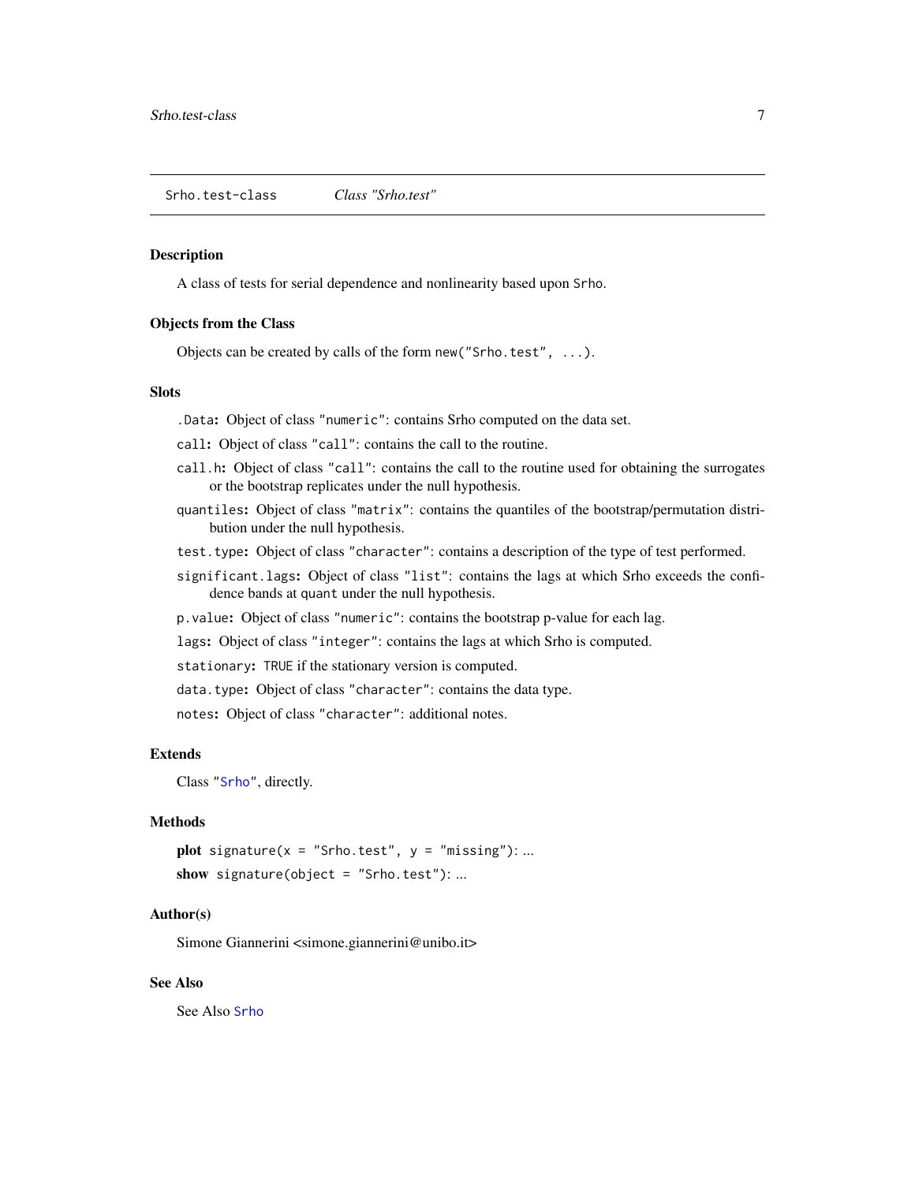## Srho.test-class *Class "Srho.test"*

### Description

A class of tests for serial dependence and nonlinearity based upon `Srho`.

### Objects from the Class

Objects can be created by calls of the form `new("Srho.test", ...)`.

### Slots

- `.Data`: Object of class `"numeric"`: contains Srho computed on the data set.
- `call`: Object of class `"call"`: contains the call to the routine.
- `call.h`: Object of class `"call"`: contains the call to the routine used for obtaining the surrogates or the bootstrap replicates under the null hypothesis.
- `quantiles`: Object of class `"matrix"`: contains the quantiles of the bootstrap/permutation distribution under the null hypothesis.
- `test.type`: Object of class `"character"`: contains a description of the type of test performed.
- `significant.lags`: Object of class `"list"`: contains the lags at which Srho exceeds the confidence bands at `quant` under the null hypothesis.
- `p.value`: Object of class `"numeric"`: contains the bootstrap p-value for each lag.
- `lags`: Object of class `"integer"`: contains the lags at which Srho is computed.
- `stationary`: `TRUE` if the stationary version is computed.
- `data.type`: Object of class `"character"`: contains the data type.
- `notes`: Object of class `"character"`: additional notes.

### Extends

Class `"Srho"`, directly.

### Methods

**plot** `signature(x = "Srho.test", y = "missing")`: ...

**show** `signature(object = "Srho.test")`: ...

### Author(s)

Simone Giannerini <simone.giannerini@unibo.it>

### See Also

See Also `Srho`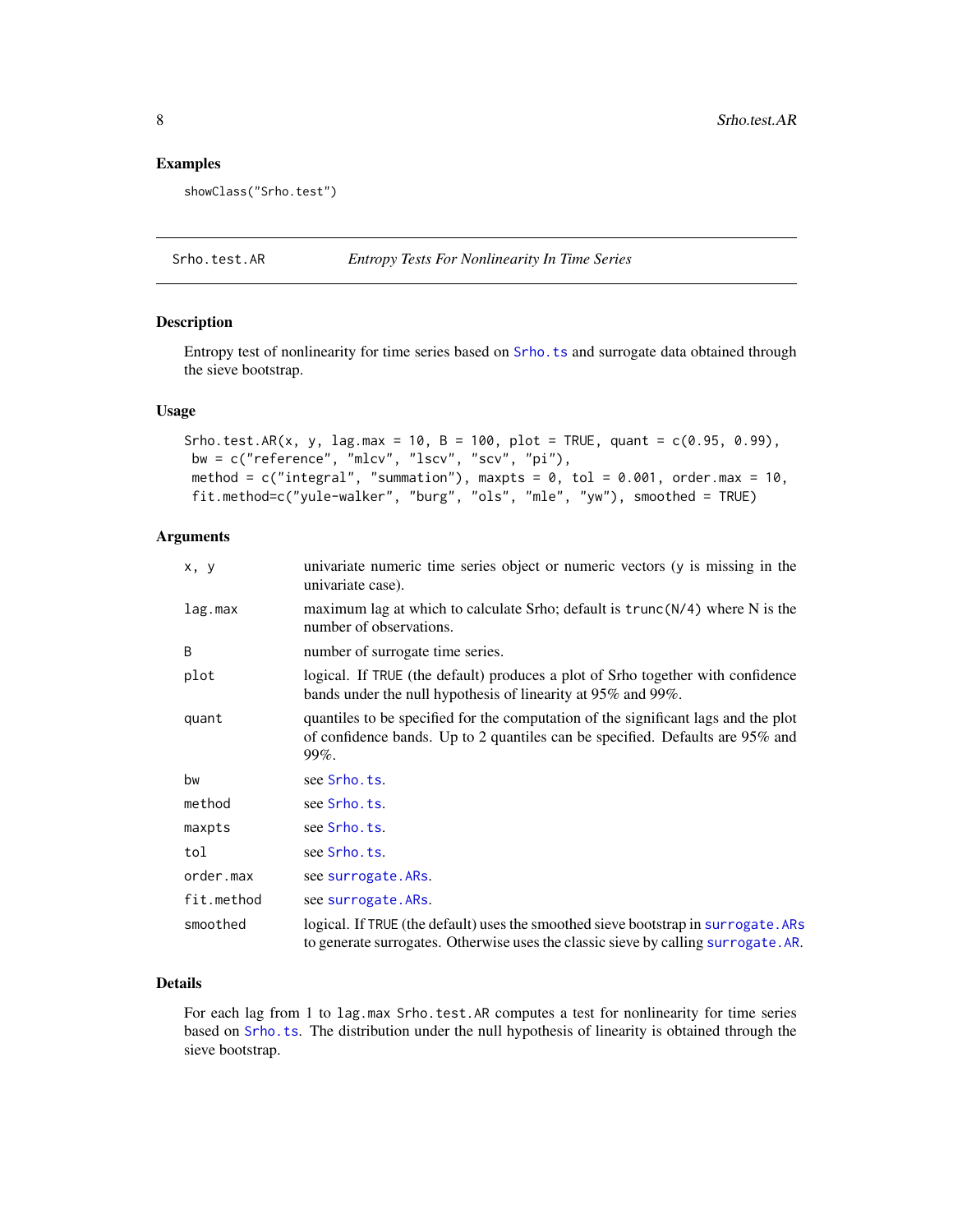## Examples

```
showClass("Srho.test")
```

---

## Srho.test.AR — *Entropy Tests For Nonlinearity In Time Series*

### Description

Entropy test of nonlinearity for time series based on Srho.ts and surrogate data obtained through the sieve bootstrap.

### Usage

```
Srho.test.AR(x, y, lag.max = 10, B = 100, plot = TRUE, quant = c(0.95, 0.99),
 bw = c("reference", "mlcv", "lscv", "scv", "pi"),
 method = c("integral", "summation"), maxpts = 0, tol = 0.001, order.max = 10,
 fit.method=c("yule-walker", "burg", "ols", "mle", "yw"), smoothed = TRUE)
```

### Arguments

| | |
|---|---|
| `x, y` | univariate numeric time series object or numeric vectors (y is missing in the univariate case). |
| `lag.max` | maximum lag at which to calculate Srho; default is `trunc(N/4)` where N is the number of observations. |
| `B` | number of surrogate time series. |
| `plot` | logical. If `TRUE` (the default) produces a plot of Srho together with confidence bands under the null hypothesis of linearity at 95% and 99%. |
| `quant` | quantiles to be specified for the computation of the significant lags and the plot of confidence bands. Up to 2 quantiles can be specified. Defaults are 95% and 99%. |
| `bw` | see Srho.ts. |
| `method` | see Srho.ts. |
| `maxpts` | see Srho.ts. |
| `tol` | see Srho.ts. |
| `order.max` | see surrogate.ARs. |
| `fit.method` | see surrogate.ARs. |
| `smoothed` | logical. If `TRUE` (the default) uses the smoothed sieve bootstrap in surrogate.ARs to generate surrogates. Otherwise uses the classic sieve by calling surrogate.AR. |

### Details

For each lag from 1 to `lag.max` `Srho.test.AR` computes a test for nonlinearity for time series based on Srho.ts. The distribution under the null hypothesis of linearity is obtained through the sieve bootstrap.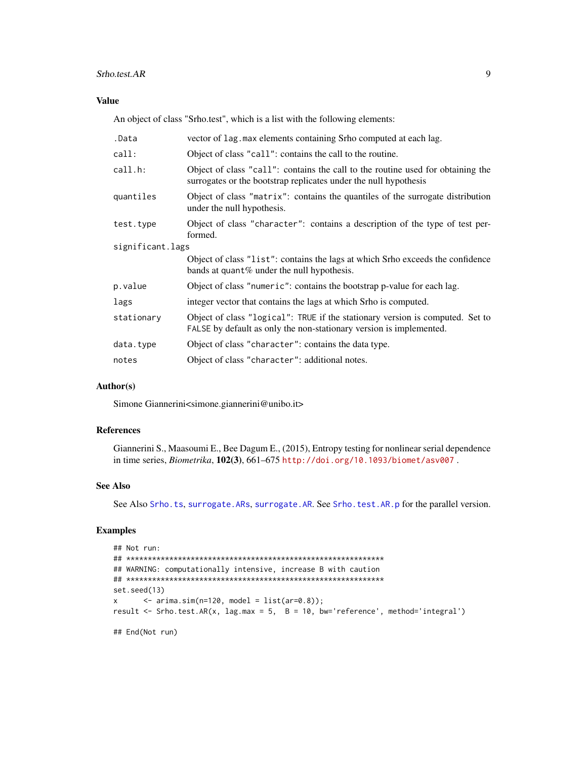### Value

An object of class "Srho.test", which is a list with the following elements:

| | |
|---|---|
| `.Data` | vector of `lag.max` elements containing Srho computed at each lag. |
| `call:` | Object of class `"call"`: contains the call to the routine. |
| `call.h:` | Object of class `"call"`: contains the call to the routine used for obtaining the surrogates or the bootstrap replicates under the null hypothesis |
| `quantiles` | Object of class `"matrix"`: contains the quantiles of the surrogate distribution under the null hypothesis. |
| `test.type` | Object of class `"character"`: contains a description of the type of test performed. |
| `significant.lags` | Object of class `"list"`: contains the lags at which Srho exceeds the confidence bands at `quant`% under the null hypothesis. |
| `p.value` | Object of class `"numeric"`: contains the bootstrap p-value for each lag. |
| `lags` | integer vector that contains the lags at which Srho is computed. |
| `stationary` | Object of class `"logical"`: `TRUE` if the stationary version is computed. Set to `FALSE` by default as only the non-stationary version is implemented. |
| `data.type` | Object of class `"character"`: contains the data type. |
| `notes` | Object of class `"character"`: additional notes. |

### Author(s)

Simone Giannerini<simone.giannerini@unibo.it>

### References

Giannerini S., Maasoumi E., Bee Dagum E., (2015), Entropy testing for nonlinear serial dependence in time series, *Biometrika*, **102(3)**, 661–675 http://doi.org/10.1093/biomet/asv007 .

### See Also

See Also `Srho.ts`, `surrogate.ARs`, `surrogate.AR`. See `Srho.test.AR.p` for the parallel version.

### Examples

```
## Not run:
## ****************************************************************
## WARNING: computationally intensive, increase B with caution
## ****************************************************************
set.seed(13)
x      <- arima.sim(n=120, model = list(ar=0.8));
result <- Srho.test.AR(x, lag.max = 5,  B = 10, bw='reference', method='integral')

## End(Not run)
```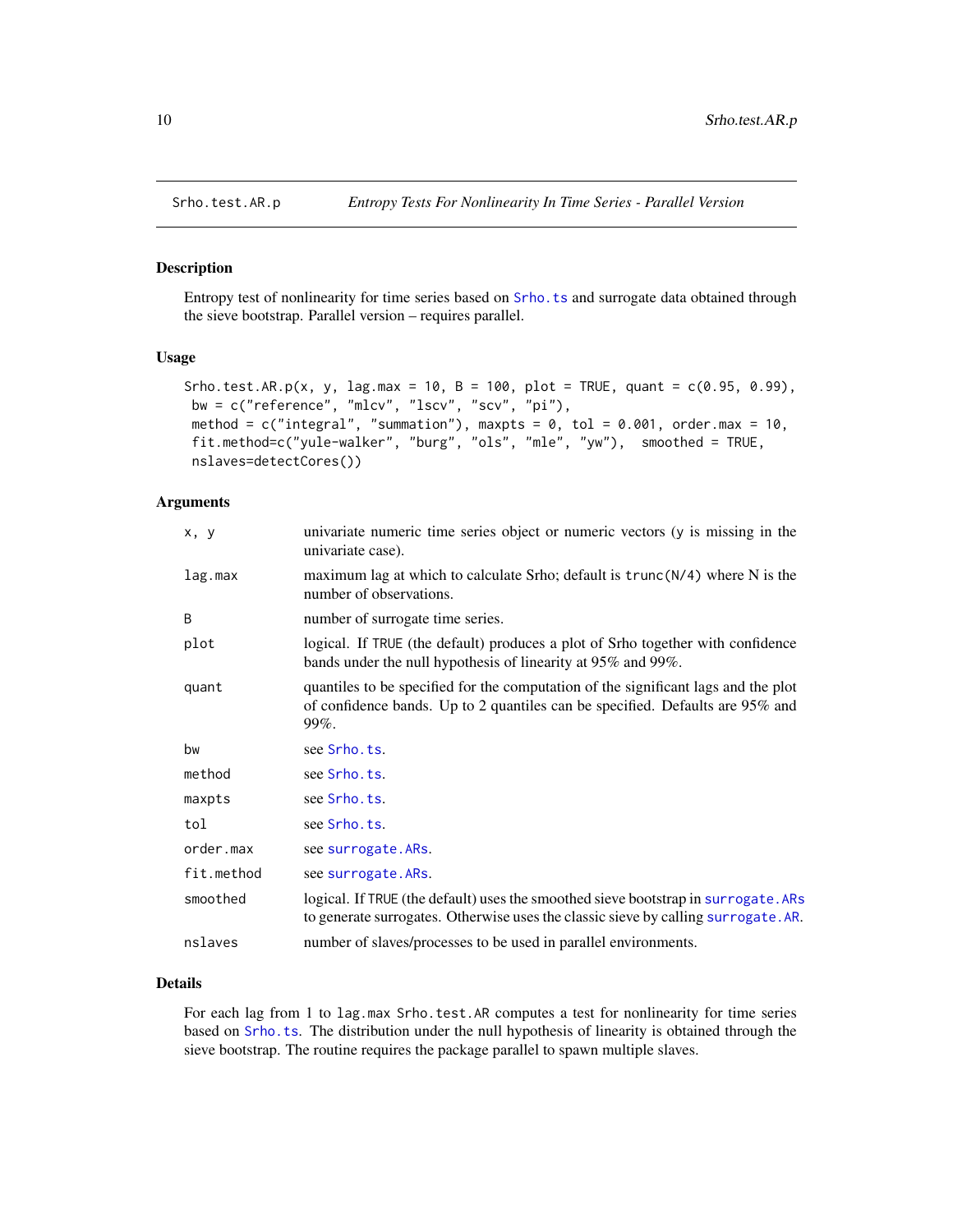Srho.test.AR.p — *Entropy Tests For Nonlinearity In Time Series - Parallel Version*

## Description

Entropy test of nonlinearity for time series based on `Srho.ts` and surrogate data obtained through the sieve bootstrap. Parallel version – requires parallel.

## Usage

```
Srho.test.AR.p(x, y, lag.max = 10, B = 100, plot = TRUE, quant = c(0.95, 0.99),
 bw = c("reference", "mlcv", "lscv", "scv", "pi"),
 method = c("integral", "summation"), maxpts = 0, tol = 0.001, order.max = 10,
 fit.method=c("yule-walker", "burg", "ols", "mle", "yw"),  smoothed = TRUE,
 nslaves=detectCores())
```

## Arguments

| | |
|---|---|
| `x, y` | univariate numeric time series object or numeric vectors (y is missing in the univariate case). |
| `lag.max` | maximum lag at which to calculate Srho; default is `trunc(N/4)` where N is the number of observations. |
| `B` | number of surrogate time series. |
| `plot` | logical. If `TRUE` (the default) produces a plot of Srho together with confidence bands under the null hypothesis of linearity at 95% and 99%. |
| `quant` | quantiles to be specified for the computation of the significant lags and the plot of confidence bands. Up to 2 quantiles can be specified. Defaults are 95% and 99%. |
| `bw` | see `Srho.ts`. |
| `method` | see `Srho.ts`. |
| `maxpts` | see `Srho.ts`. |
| `tol` | see `Srho.ts`. |
| `order.max` | see `surrogate.ARs`. |
| `fit.method` | see `surrogate.ARs`. |
| `smoothed` | logical. If `TRUE` (the default) uses the smoothed sieve bootstrap in `surrogate.ARs` to generate surrogates. Otherwise uses the classic sieve by calling `surrogate.AR`. |
| `nslaves` | number of slaves/processes to be used in parallel environments. |

## Details

For each lag from 1 to `lag.max` `Srho.test.AR` computes a test for nonlinearity for time series based on `Srho.ts`. The distribution under the null hypothesis of linearity is obtained through the sieve bootstrap. The routine requires the package parallel to spawn multiple slaves.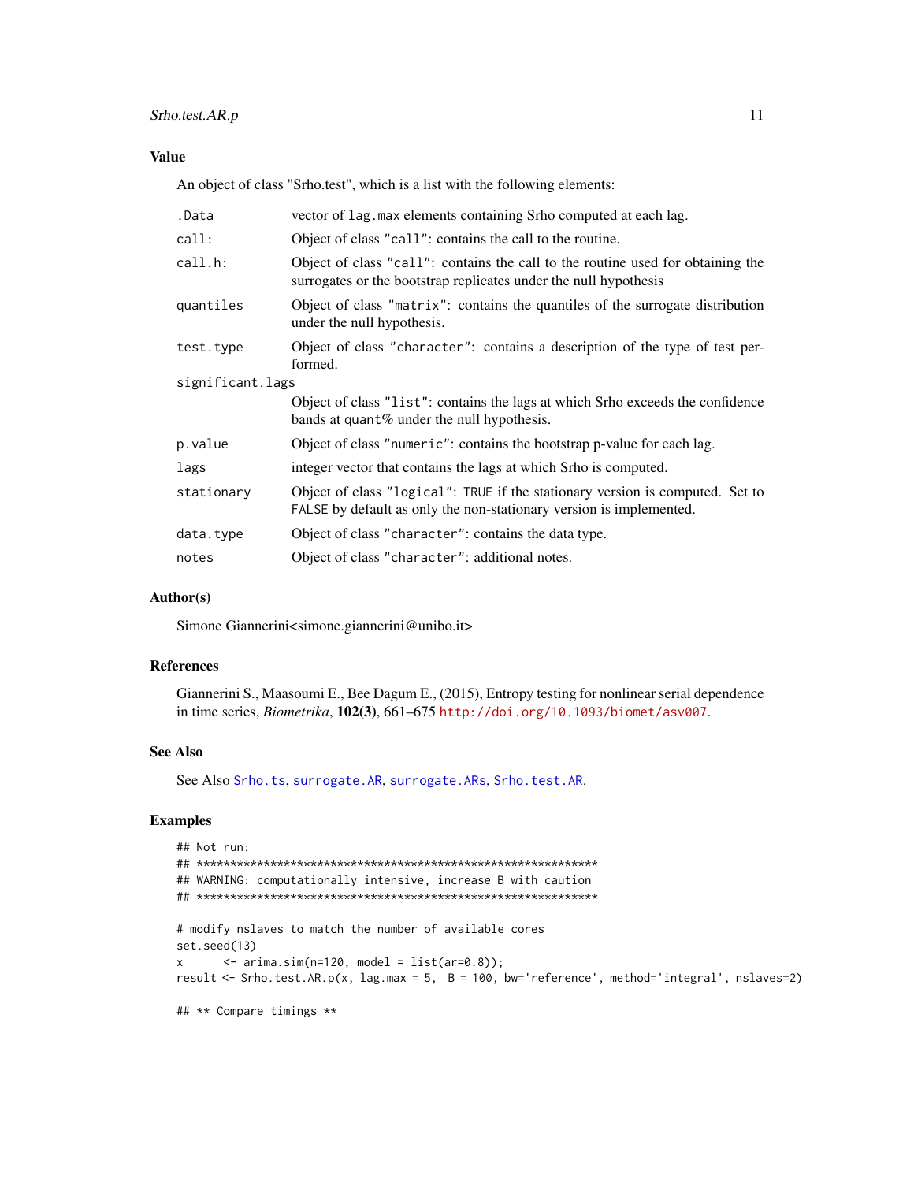### Value

An object of class "Srho.test", which is a list with the following elements:

| | |
|---|---|
| `.Data` | vector of `lag.max` elements containing Srho computed at each lag. |
| `call:` | Object of class `"call"`: contains the call to the routine. |
| `call.h:` | Object of class `"call"`: contains the call to the routine used for obtaining the surrogates or the bootstrap replicates under the null hypothesis |
| `quantiles` | Object of class `"matrix"`: contains the quantiles of the surrogate distribution under the null hypothesis. |
| `test.type` | Object of class `"character"`: contains a description of the type of test performed. |
| `significant.lags` | Object of class `"list"`: contains the lags at which Srho exceeds the confidence bands at `quant`% under the null hypothesis. |
| `p.value` | Object of class `"numeric"`: contains the bootstrap p-value for each lag. |
| `lags` | integer vector that contains the lags at which Srho is computed. |
| `stationary` | Object of class `"logical"`: `TRUE` if the stationary version is computed. Set to `FALSE` by default as only the non-stationary version is implemented. |
| `data.type` | Object of class `"character"`: contains the data type. |
| `notes` | Object of class `"character"`: additional notes. |

### Author(s)

Simone Giannerini<simone.giannerini@unibo.it>

### References

Giannerini S., Maasoumi E., Bee Dagum E., (2015), Entropy testing for nonlinear serial dependence in time series, *Biometrika*, **102(3)**, 661–675 http://doi.org/10.1093/biomet/asv007.

### See Also

See Also `Srho.ts`, `surrogate.AR`, `surrogate.ARs`, `Srho.test.AR`.

### Examples

```
## Not run:
## ****************************************************************
## WARNING: computationally intensive, increase B with caution
## ****************************************************************

# modify nslaves to match the number of available cores
set.seed(13)
x      <- arima.sim(n=120, model = list(ar=0.8));
result <- Srho.test.AR.p(x, lag.max = 5,  B = 100, bw='reference', method='integral', nslaves=2)

## ** Compare timings **
```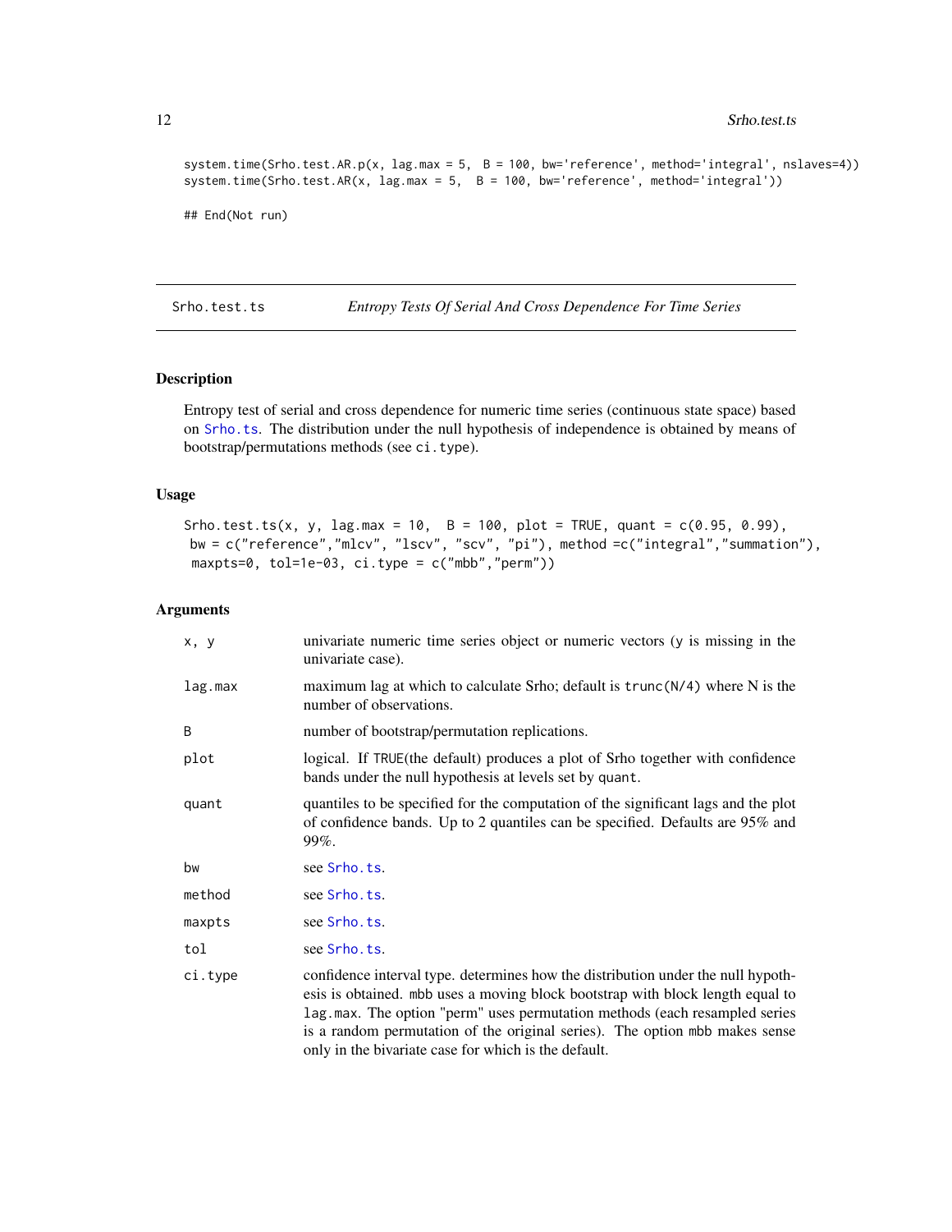```
system.time(Srho.test.AR.p(x, lag.max = 5,  B = 100, bw='reference', method='integral', nslaves=4))
system.time(Srho.test.AR(x, lag.max = 5,  B = 100, bw='reference', method='integral'))

## End(Not run)
```

## Srho.test.ts — *Entropy Tests Of Serial And Cross Dependence For Time Series*

### Description

Entropy test of serial and cross dependence for numeric time series (continuous state space) based on Srho.ts. The distribution under the null hypothesis of independence is obtained by means of bootstrap/permutations methods (see ci.type).

### Usage

```
Srho.test.ts(x, y, lag.max = 10,  B = 100, plot = TRUE, quant = c(0.95, 0.99),
 bw = c("reference","mlcv", "lscv", "scv", "pi"), method =c("integral","summation"),
 maxpts=0, tol=1e-03, ci.type = c("mbb","perm"))
```

### Arguments

| | |
|---|---|
| x, y | univariate numeric time series object or numeric vectors (y is missing in the univariate case). |
| lag.max | maximum lag at which to calculate Srho; default is trunc(N/4) where N is the number of observations. |
| B | number of bootstrap/permutation replications. |
| plot | logical. If TRUE(the default) produces a plot of Srho together with confidence bands under the null hypothesis at levels set by quant. |
| quant | quantiles to be specified for the computation of the significant lags and the plot of confidence bands. Up to 2 quantiles can be specified. Defaults are 95% and 99%. |
| bw | see Srho.ts. |
| method | see Srho.ts. |
| maxpts | see Srho.ts. |
| tol | see Srho.ts. |
| ci.type | confidence interval type. determines how the distribution under the null hypothesis is obtained. mbb uses a moving block bootstrap with block length equal to lag.max. The option "perm" uses permutation methods (each resampled series is a random permutation of the original series). The option mbb makes sense only in the bivariate case for which is the default. |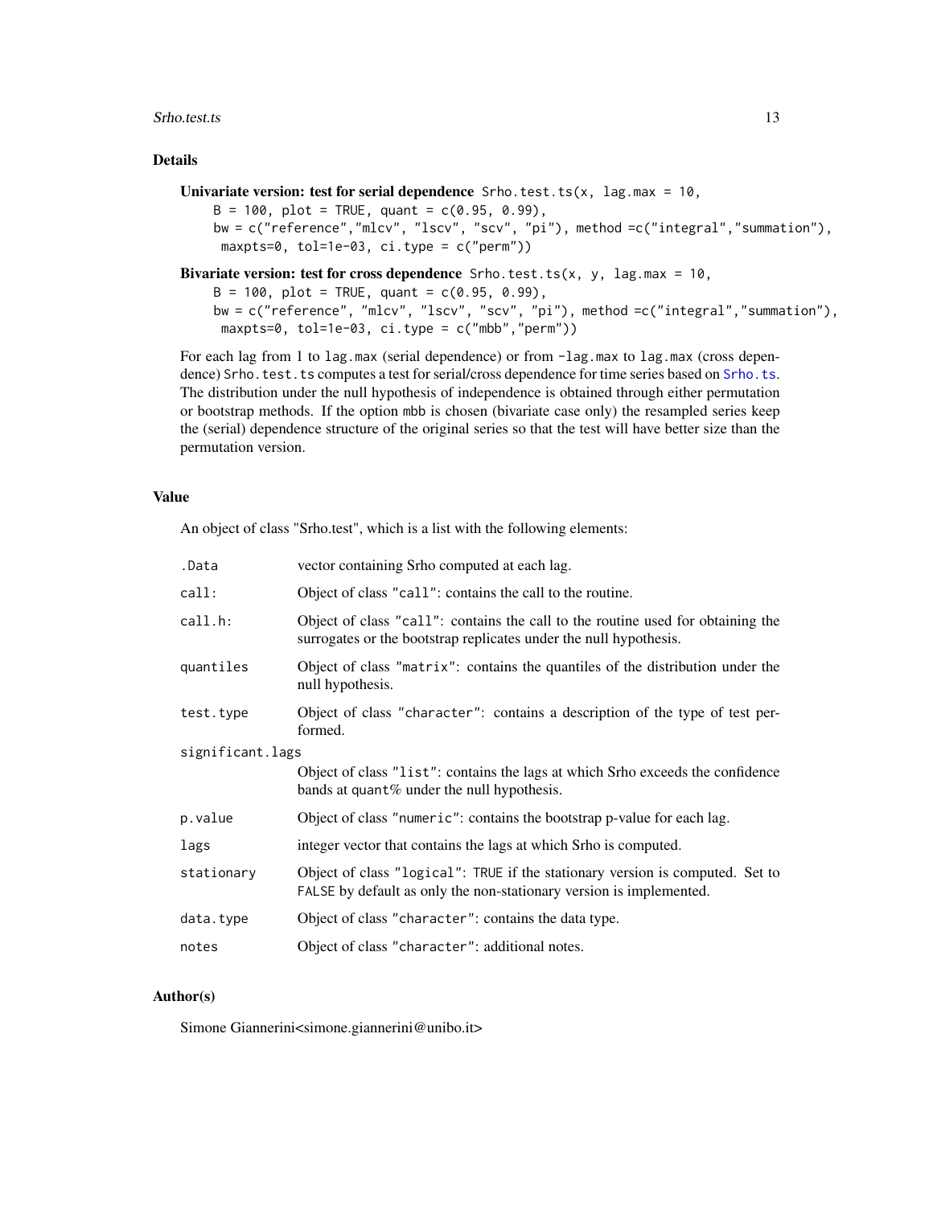## Details

**Univariate version: test for serial dependence**

```
Srho.test.ts(x, lag.max = 10,
    B = 100, plot = TRUE, quant = c(0.95, 0.99),
    bw = c("reference","mlcv", "lscv", "scv", "pi"), method =c("integral","summation"),
     maxpts=0, tol=1e-03, ci.type = c("perm"))
```

**Bivariate version: test for cross dependence**

```
Srho.test.ts(x, y, lag.max = 10,
    B = 100, plot = TRUE, quant = c(0.95, 0.99),
    bw = c("reference", "mlcv", "lscv", "scv", "pi"), method =c("integral","summation"),
     maxpts=0, tol=1e-03, ci.type = c("mbb","perm"))
```

For each lag from 1 to `lag.max` (serial dependence) or from `-lag.max` to `lag.max` (cross dependence) `Srho.test.ts` computes a test for serial/cross dependence for time series based on `Srho.ts`. The distribution under the null hypothesis of independence is obtained through either permutation or bootstrap methods. If the option `mbb` is chosen (bivariate case only) the resampled series keep the (serial) dependence structure of the original series so that the test will have better size than the permutation version.

## Value

An object of class "Srho.test", which is a list with the following elements:

| | |
|---|---|
| `.Data` | vector containing Srho computed at each lag. |
| `call:` | Object of class `"call"`: contains the call to the routine. |
| `call.h:` | Object of class `"call"`: contains the call to the routine used for obtaining the surrogates or the bootstrap replicates under the null hypothesis. |
| `quantiles` | Object of class `"matrix"`: contains the quantiles of the distribution under the null hypothesis. |
| `test.type` | Object of class `"character"`: contains a description of the type of test performed. |
| `significant.lags` | Object of class `"list"`: contains the lags at which Srho exceeds the confidence bands at `quant`% under the null hypothesis. |
| `p.value` | Object of class `"numeric"`: contains the bootstrap p-value for each lag. |
| `lags` | integer vector that contains the lags at which Srho is computed. |
| `stationary` | Object of class `"logical"`: `TRUE` if the stationary version is computed. Set to `FALSE` by default as only the non-stationary version is implemented. |
| `data.type` | Object of class `"character"`: contains the data type. |
| `notes` | Object of class `"character"`: additional notes. |

## Author(s)

Simone Giannerini<simone.giannerini@unibo.it>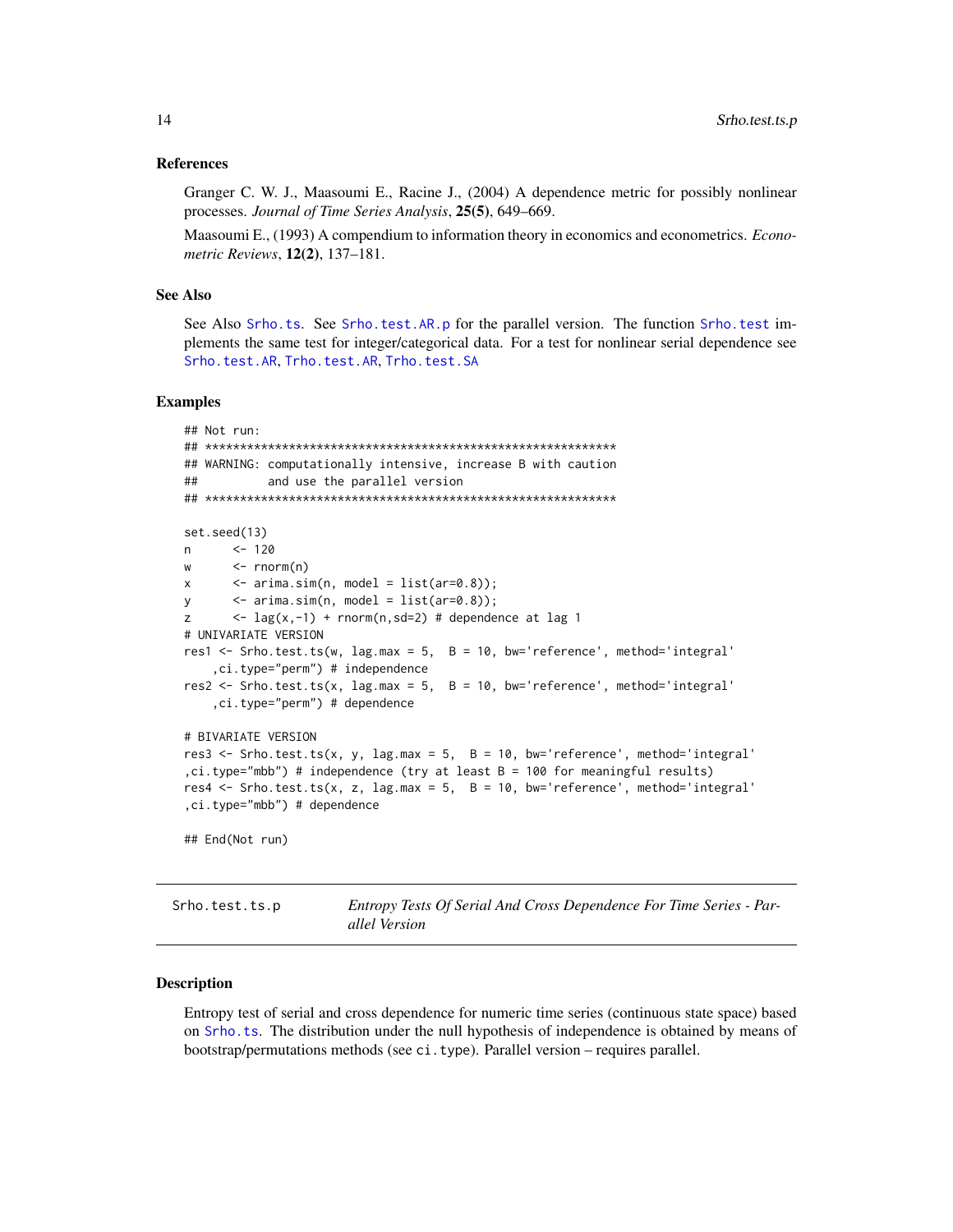### References

Granger C. W. J., Maasoumi E., Racine J., (2004) A dependence metric for possibly nonlinear processes. *Journal of Time Series Analysis*, **25(5)**, 649–669.

Maasoumi E., (1993) A compendium to information theory in economics and econometrics. *Econometric Reviews*, **12(2)**, 137–181.

### See Also

See Also Srho.ts. See Srho.test.AR.p for the parallel version. The function Srho.test implements the same test for integer/categorical data. For a test for nonlinear serial dependence see Srho.test.AR, Trho.test.AR, Trho.test.SA

### Examples

```
## Not run:
## ************************************************************
## WARNING: computationally intensive, increase B with caution
##          and use the parallel version
## ************************************************************

set.seed(13)
n      <- 120
w      <- rnorm(n)
x      <- arima.sim(n, model = list(ar=0.8));
y      <- arima.sim(n, model = list(ar=0.8));
z      <- lag(x,-1) + rnorm(n,sd=2) # dependence at lag 1
# UNIVARIATE VERSION
res1 <- Srho.test.ts(w, lag.max = 5,  B = 10, bw='reference', method='integral'
    ,ci.type="perm") # independence
res2 <- Srho.test.ts(x, lag.max = 5,  B = 10, bw='reference', method='integral'
    ,ci.type="perm") # dependence

# BIVARIATE VERSION
res3 <- Srho.test.ts(x, y, lag.max = 5,  B = 10, bw='reference', method='integral'
,ci.type="mbb") # independence (try at least B = 100 for meaningful results)
res4 <- Srho.test.ts(x, z, lag.max = 5,  B = 10, bw='reference', method='integral'
,ci.type="mbb") # dependence

## End(Not run)
```

---

## Srho.test.ts.p — *Entropy Tests Of Serial And Cross Dependence For Time Series - Parallel Version*

### Description

Entropy test of serial and cross dependence for numeric time series (continuous state space) based on Srho.ts. The distribution under the null hypothesis of independence is obtained by means of bootstrap/permutations methods (see ci.type). Parallel version – requires parallel.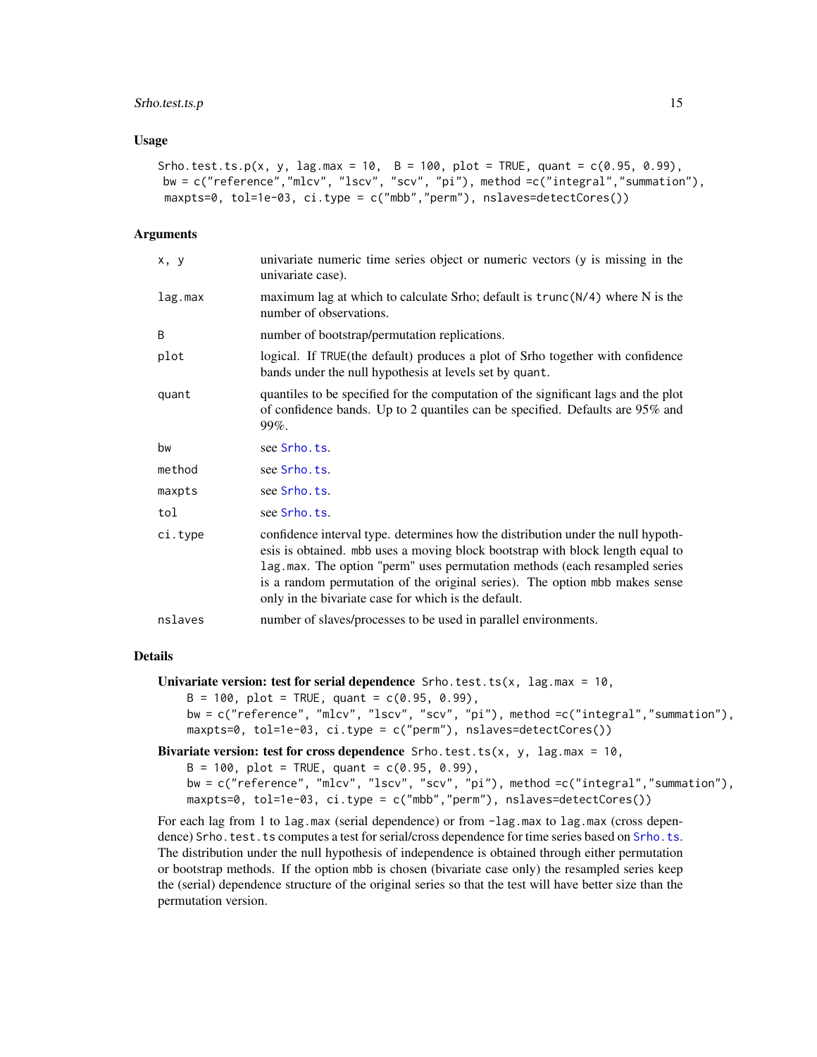## Usage

```
Srho.test.ts.p(x, y, lag.max = 10,  B = 100, plot = TRUE, quant = c(0.95, 0.99),
 bw = c("reference","mlcv", "lscv", "scv", "pi"), method =c("integral","summation"),
 maxpts=0, tol=1e-03, ci.type = c("mbb","perm"), nslaves=detectCores())
```

## Arguments

| | |
|---|---|
| x, y | univariate numeric time series object or numeric vectors (y is missing in the univariate case). |
| lag.max | maximum lag at which to calculate Srho; default is trunc(N/4) where N is the number of observations. |
| B | number of bootstrap/permutation replications. |
| plot | logical. If TRUE(the default) produces a plot of Srho together with confidence bands under the null hypothesis at levels set by quant. |
| quant | quantiles to be specified for the computation of the significant lags and the plot of confidence bands. Up to 2 quantiles can be specified. Defaults are 95% and 99%. |
| bw | see Srho.ts. |
| method | see Srho.ts. |
| maxpts | see Srho.ts. |
| tol | see Srho.ts. |
| ci.type | confidence interval type. determines how the distribution under the null hypothesis is obtained. mbb uses a moving block bootstrap with block length equal to lag.max. The option "perm" uses permutation methods (each resampled series is a random permutation of the original series). The option mbb makes sense only in the bivariate case for which is the default. |
| nslaves | number of slaves/processes to be used in parallel environments. |

## Details

**Univariate version: test for serial dependence**

```
Srho.test.ts(x, lag.max = 10,
    B = 100, plot = TRUE, quant = c(0.95, 0.99),
    bw = c("reference", "mlcv", "lscv", "scv", "pi"), method =c("integral","summation"),
    maxpts=0, tol=1e-03, ci.type = c("perm"), nslaves=detectCores())
```

**Bivariate version: test for cross dependence**

```
Srho.test.ts(x, y, lag.max = 10,
    B = 100, plot = TRUE, quant = c(0.95, 0.99),
    bw = c("reference", "mlcv", "lscv", "scv", "pi"), method =c("integral","summation"),
    maxpts=0, tol=1e-03, ci.type = c("mbb","perm"), nslaves=detectCores())
```

For each lag from 1 to lag.max (serial dependence) or from -lag.max to lag.max (cross dependence) Srho.test.ts computes a test for serial/cross dependence for time series based on Srho.ts. The distribution under the null hypothesis of independence is obtained through either permutation or bootstrap methods. If the option mbb is chosen (bivariate case only) the resampled series keep the (serial) dependence structure of the original series so that the test will have better size than the permutation version.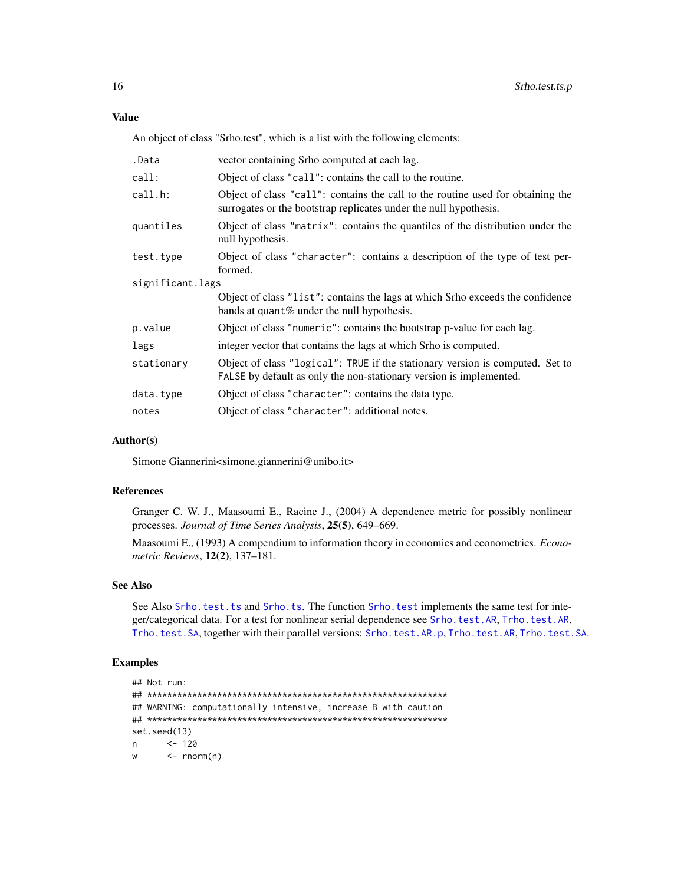### Value

An object of class "Srho.test", which is a list with the following elements:

| | |
|---|---|
| `.Data` | vector containing Srho computed at each lag. |
| `call:` | Object of class `"call"`: contains the call to the routine. |
| `call.h:` | Object of class `"call"`: contains the call to the routine used for obtaining the surrogates or the bootstrap replicates under the null hypothesis. |
| `quantiles` | Object of class `"matrix"`: contains the quantiles of the distribution under the null hypothesis. |
| `test.type` | Object of class `"character"`: contains a description of the type of test performed. |
| `significant.lags` | Object of class `"list"`: contains the lags at which Srho exceeds the confidence bands at `quant`% under the null hypothesis. |
| `p.value` | Object of class `"numeric"`: contains the bootstrap p-value for each lag. |
| `lags` | integer vector that contains the lags at which Srho is computed. |
| `stationary` | Object of class `"logical"`: `TRUE` if the stationary version is computed. Set to `FALSE` by default as only the non-stationary version is implemented. |
| `data.type` | Object of class `"character"`: contains the data type. |
| `notes` | Object of class `"character"`: additional notes. |

### Author(s)

Simone Giannerini<simone.giannerini@unibo.it>

### References

Granger C. W. J., Maasoumi E., Racine J., (2004) A dependence metric for possibly nonlinear processes. *Journal of Time Series Analysis*, **25(5)**, 649–669.

Maasoumi E., (1993) A compendium to information theory in economics and econometrics. *Econometric Reviews*, **12(2)**, 137–181.

### See Also

See Also `Srho.test.ts` and `Srho.ts`. The function `Srho.test` implements the same test for integer/categorical data. For a test for nonlinear serial dependence see `Srho.test.AR`, `Trho.test.AR`, `Trho.test.SA`, together with their parallel versions: `Srho.test.AR.p`, `Trho.test.AR`, `Trho.test.SA`.

### Examples

```
## Not run:
## ****************************************************************
## WARNING: computationally intensive, increase B with caution
## ****************************************************************
set.seed(13)
n      <- 120
w      <- rnorm(n)
```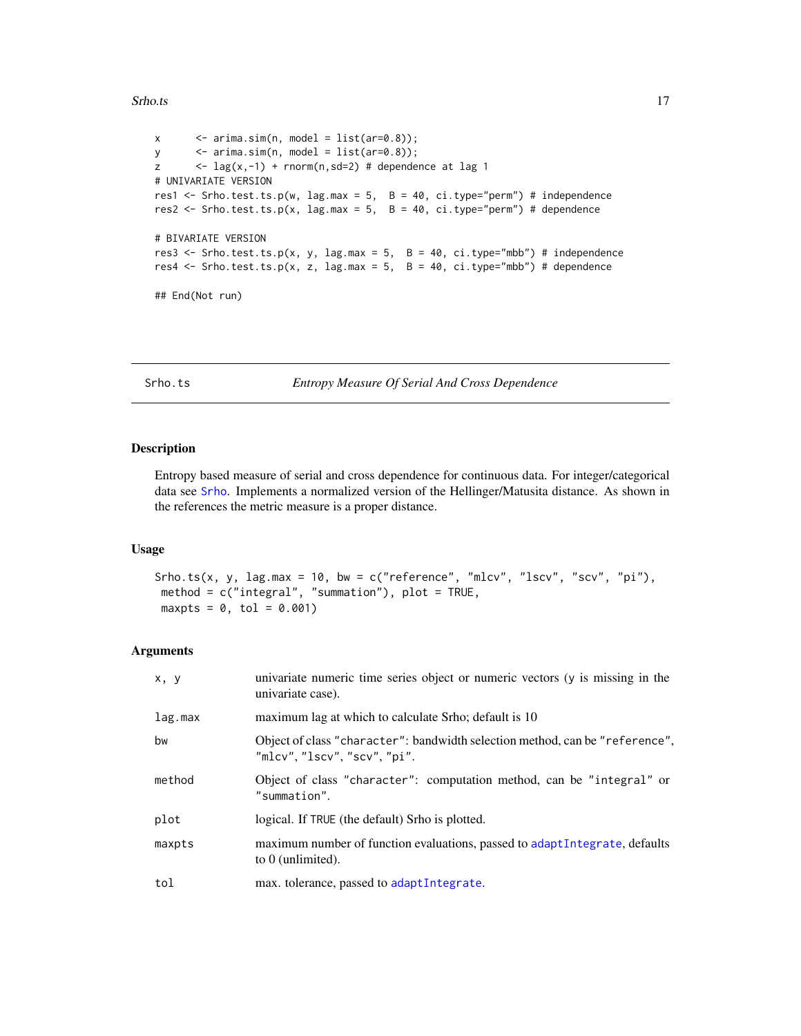```
x      <- arima.sim(n, model = list(ar=0.8));
y      <- arima.sim(n, model = list(ar=0.8));
z      <- lag(x,-1) + rnorm(n,sd=2) # dependence at lag 1
# UNIVARIATE VERSION
res1 <- Srho.test.ts.p(w, lag.max = 5,  B = 40, ci.type="perm") # independence
res2 <- Srho.test.ts.p(x, lag.max = 5,  B = 40, ci.type="perm") # dependence

# BIVARIATE VERSION
res3 <- Srho.test.ts.p(x, y, lag.max = 5,  B = 40, ci.type="mbb") # independence
res4 <- Srho.test.ts.p(x, z, lag.max = 5,  B = 40, ci.type="mbb") # dependence

## End(Not run)
```

---

`Srho.ts` *Entropy Measure Of Serial And Cross Dependence*

---

## Description

Entropy based measure of serial and cross dependence for continuous data. For integer/categorical data see `Srho`. Implements a normalized version of the Hellinger/Matusita distance. As shown in the references the metric measure is a proper distance.

## Usage

```
Srho.ts(x, y, lag.max = 10, bw = c("reference", "mlcv", "lscv", "scv", "pi"),
 method = c("integral", "summation"), plot = TRUE,
 maxpts = 0, tol = 0.001)
```

## Arguments

| | |
|---|---|
| `x, y` | univariate numeric time series object or numeric vectors (y is missing in the univariate case). |
| `lag.max` | maximum lag at which to calculate Srho; default is 10 |
| `bw` | Object of class `"character"`: bandwidth selection method, can be `"reference"`, `"mlcv"`, `"lscv"`, `"scv"`, `"pi"`. |
| `method` | Object of class `"character"`: computation method, can be `"integral"` or `"summation"`. |
| `plot` | logical. If `TRUE` (the default) Srho is plotted. |
| `maxpts` | maximum number of function evaluations, passed to `adaptIntegrate`, defaults to 0 (unlimited). |
| `tol` | max. tolerance, passed to `adaptIntegrate`. |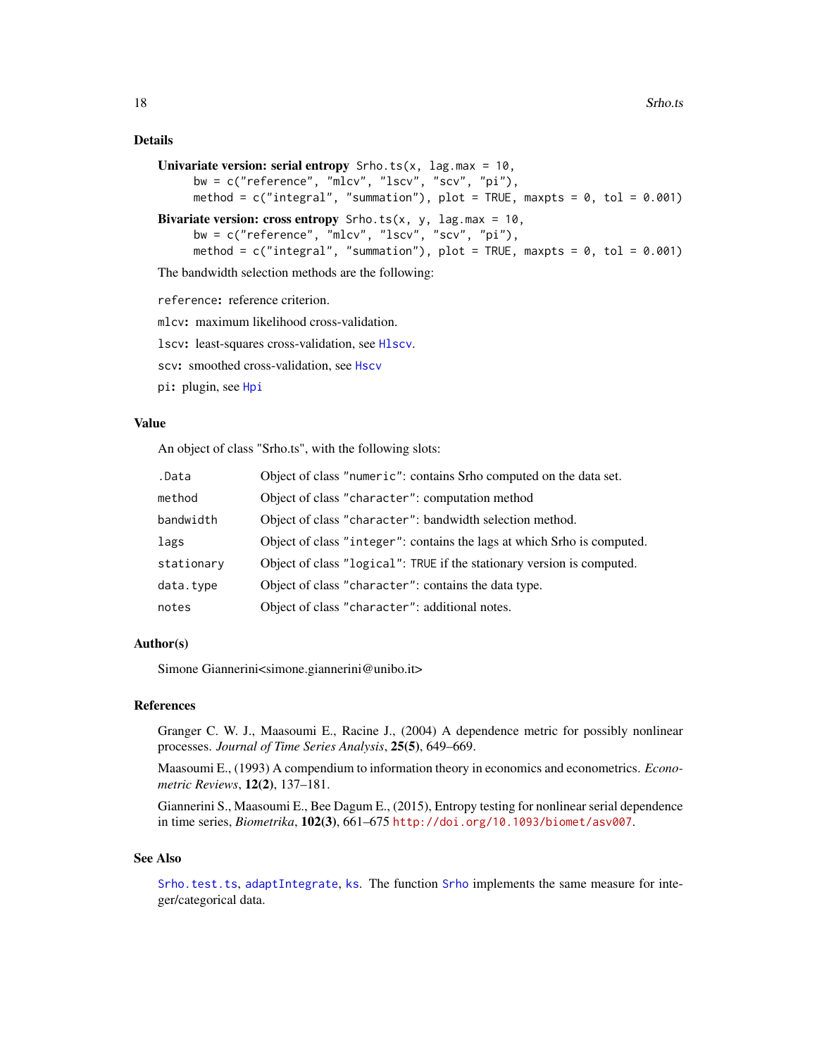### Details

**Univariate version: serial entropy** `Srho.ts(x, lag.max = 10, bw = c("reference", "mlcv", "lscv", "scv", "pi"), method = c("integral", "summation"), plot = TRUE, maxpts = 0, tol = 0.001)`

**Bivariate version: cross entropy** `Srho.ts(x, y, lag.max = 10, bw = c("reference", "mlcv", "lscv", "scv", "pi"), method = c("integral", "summation"), plot = TRUE, maxpts = 0, tol = 0.001)`

The bandwidth selection methods are the following:

`reference`**:** reference criterion.

`mlcv`**:** maximum likelihood cross-validation.

`lscv`**:** least-squares cross-validation, see `Hlscv`.

`scv`**:** smoothed cross-validation, see `Hscv`

`pi`**:** plugin, see `Hpi`

### Value

An object of class "Srho.ts", with the following slots:

| | |
|---|---|
| `.Data` | Object of class `"numeric"`: contains Srho computed on the data set. |
| `method` | Object of class `"character"`: computation method |
| `bandwidth` | Object of class `"character"`: bandwidth selection method. |
| `lags` | Object of class `"integer"`: contains the lags at which Srho is computed. |
| `stationary` | Object of class `"logical"`: `TRUE` if the stationary version is computed. |
| `data.type` | Object of class `"character"`: contains the data type. |
| `notes` | Object of class `"character"`: additional notes. |

### Author(s)

Simone Giannerini<simone.giannerini@unibo.it>

### References

Granger C. W. J., Maasoumi E., Racine J., (2004) A dependence metric for possibly nonlinear processes. *Journal of Time Series Analysis*, **25(5)**, 649–669.

Maasoumi E., (1993) A compendium to information theory in economics and econometrics. *Econometric Reviews*, **12(2)**, 137–181.

Giannerini S., Maasoumi E., Bee Dagum E., (2015), Entropy testing for nonlinear serial dependence in time series, *Biometrika*, **102(3)**, 661–675 http://doi.org/10.1093/biomet/asv007.

### See Also

`Srho.test.ts`, `adaptIntegrate`, `ks`. The function `Srho` implements the same measure for integer/categorical data.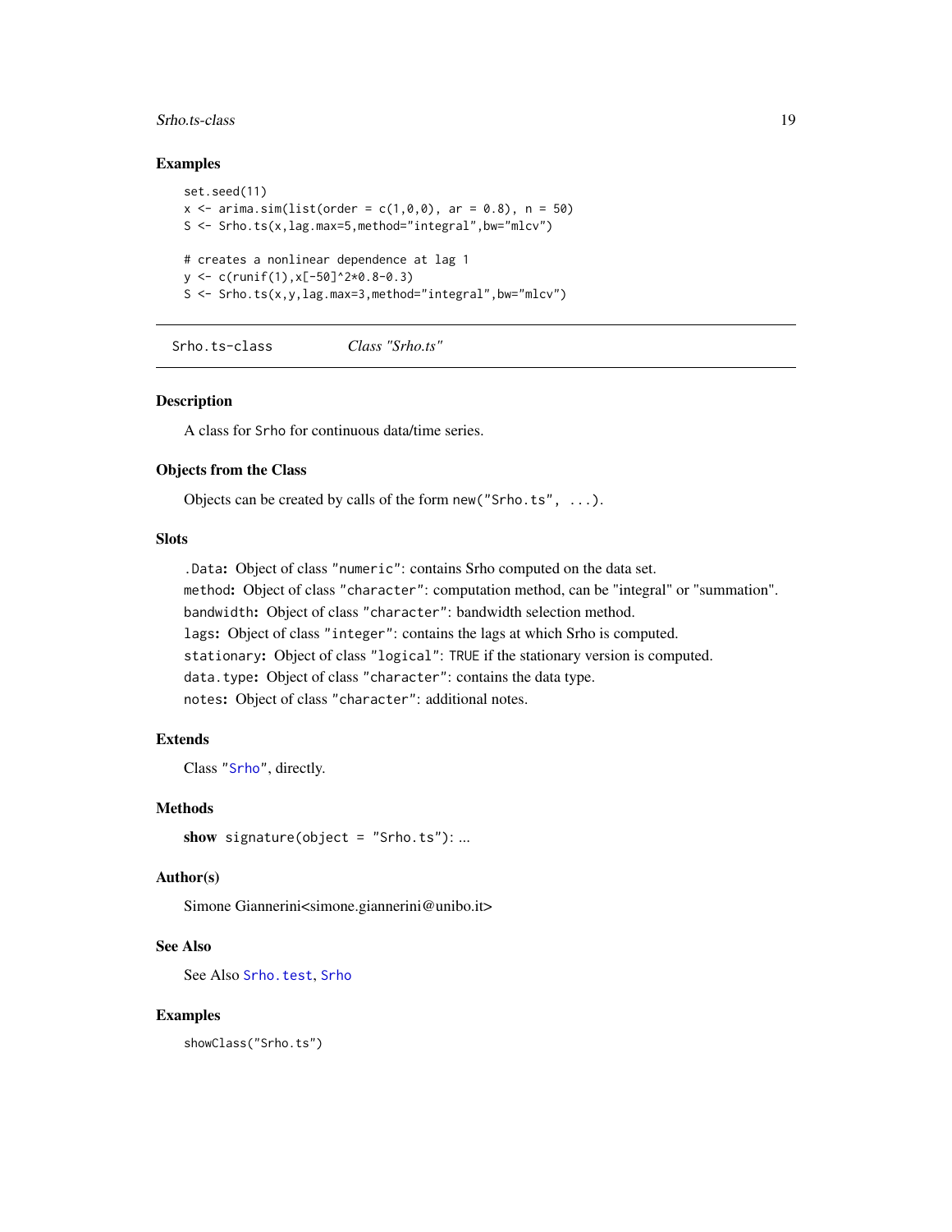## Examples

```
set.seed(11)
x <- arima.sim(list(order = c(1,0,0), ar = 0.8), n = 50)
S <- Srho.ts(x,lag.max=5,method="integral",bw="mlcv")

# creates a nonlinear dependence at lag 1
y <- c(runif(1),x[-50]^2*0.8-0.3)
S <- Srho.ts(x,y,lag.max=3,method="integral",bw="mlcv")
```

---

# Srho.ts-class — *Class "Srho.ts"*

## Description

A class for Srho for continuous data/time series.

## Objects from the Class

Objects can be created by calls of the form `new("Srho.ts", ...)`.

## Slots

`.Data`: Object of class `"numeric"`: contains Srho computed on the data set.
`method`: Object of class `"character"`: computation method, can be "integral" or "summation".
`bandwidth`: Object of class `"character"`: bandwidth selection method.
`lags`: Object of class `"integer"`: contains the lags at which Srho is computed.
`stationary`: Object of class `"logical"`: `TRUE` if the stationary version is computed.
`data.type`: Object of class `"character"`: contains the data type.
`notes`: Object of class `"character"`: additional notes.

## Extends

Class `"Srho"`, directly.

## Methods

**show** `signature(object = "Srho.ts")`: ...

## Author(s)

Simone Giannerini<simone.giannerini@unibo.it>

## See Also

See Also `Srho.test`, `Srho`

## Examples

```
showClass("Srho.ts")
```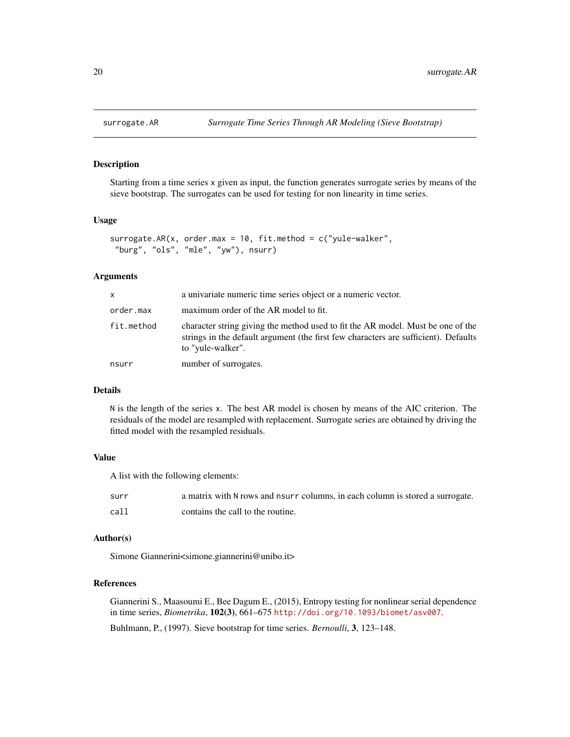# surrogate.AR *Surrogate Time Series Through AR Modeling (Sieve Bootstrap)*

## Description

Starting from a time series x given as input, the function generates surrogate series by means of the sieve bootstrap. The surrogates can be used for testing for non linearity in time series.

## Usage

```
surrogate.AR(x, order.max = 10, fit.method = c("yule-walker",
 "burg", "ols", "mle", "yw"), nsurr)
```

## Arguments

| | |
|---|---|
| x | a univariate numeric time series object or a numeric vector. |
| order.max | maximum order of the AR model to fit. |
| fit.method | character string giving the method used to fit the AR model. Must be one of the strings in the default argument (the first few characters are sufficient). Defaults to "yule-walker". |
| nsurr | number of surrogates. |

## Details

N is the length of the series x. The best AR model is chosen by means of the AIC criterion. The residuals of the model are resampled with replacement. Surrogate series are obtained by driving the fitted model with the resampled residuals.

## Value

A list with the following elements:

| | |
|---|---|
| surr | a matrix with N rows and nsurr columns, in each column is stored a surrogate. |
| call | contains the call to the routine. |

## Author(s)

Simone Giannerini<simone.giannerini@unibo.it>

## References

Giannerini S., Maasoumi E., Bee Dagum E., (2015), Entropy testing for nonlinear serial dependence in time series, *Biometrika*, **102(3)**, 661–675 http://doi.org/10.1093/biomet/asv007.

Buhlmann, P., (1997). Sieve bootstrap for time series. *Bernoulli*, **3**, 123–148.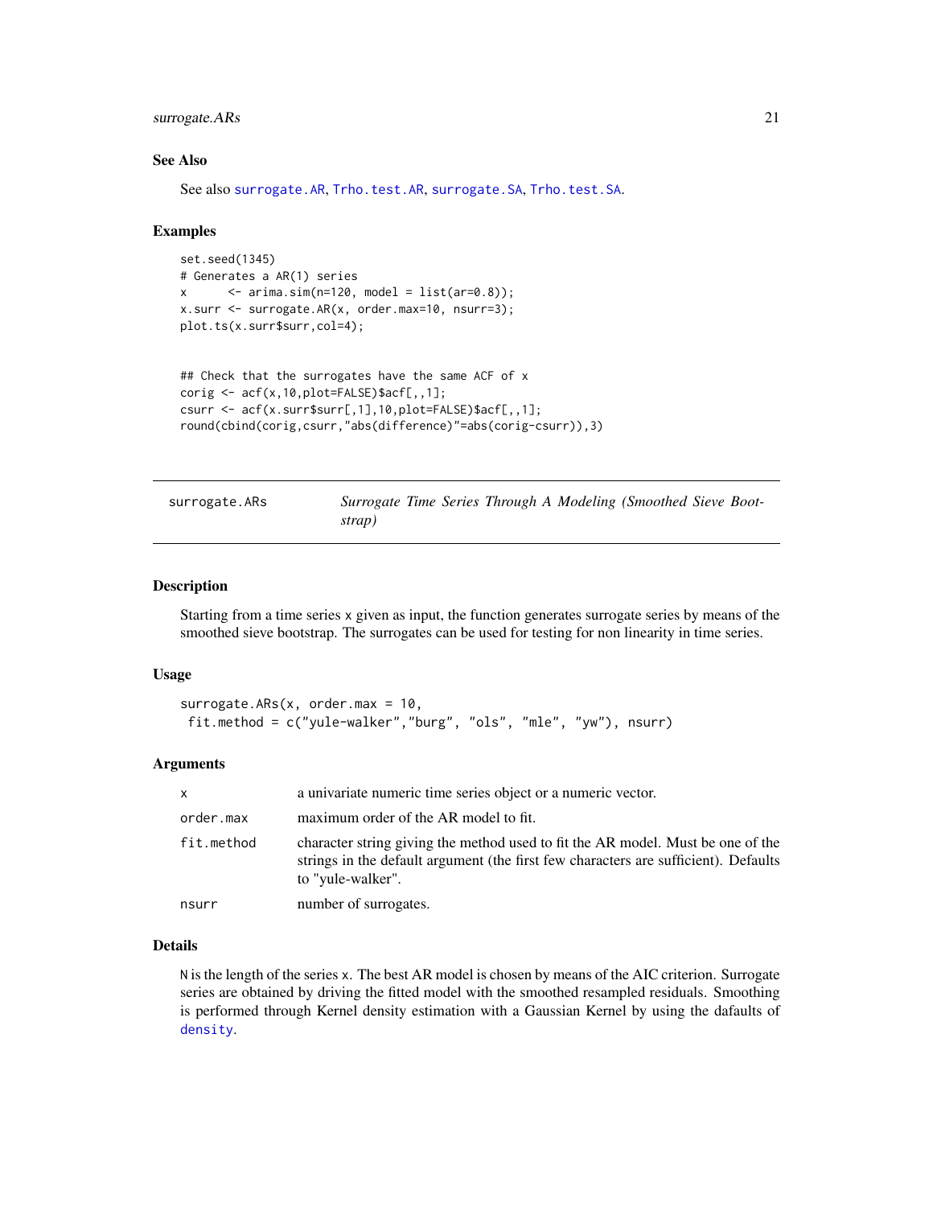### See Also

See also surrogate.AR, Trho.test.AR, surrogate.SA, Trho.test.SA.

### Examples

```
set.seed(1345)
# Generates a AR(1) series
x      <- arima.sim(n=120, model = list(ar=0.8));
x.surr <- surrogate.AR(x, order.max=10, nsurr=3);
plot.ts(x.surr$surr,col=4);


## Check that the surrogates have the same ACF of x
corig <- acf(x,10,plot=FALSE)$acf[,,1];
csurr <- acf(x.surr$surr[,1],10,plot=FALSE)$acf[,,1];
round(cbind(corig,csurr,"abs(difference)"=abs(corig-csurr)),3)
```

---

## surrogate.ARs    *Surrogate Time Series Through A Modeling (Smoothed Sieve Bootstrap)*

---

### Description

Starting from a time series x given as input, the function generates surrogate series by means of the smoothed sieve bootstrap. The surrogates can be used for testing for non linearity in time series.

### Usage

```
surrogate.ARs(x, order.max = 10,
 fit.method = c("yule-walker","burg", "ols", "mle", "yw"), nsurr)
```

### Arguments

| | |
|---|---|
| x | a univariate numeric time series object or a numeric vector. |
| order.max | maximum order of the AR model to fit. |
| fit.method | character string giving the method used to fit the AR model. Must be one of the strings in the default argument (the first few characters are sufficient). Defaults to "yule-walker". |
| nsurr | number of surrogates. |

### Details

N is the length of the series x. The best AR model is chosen by means of the AIC criterion. Surrogate series are obtained by driving the fitted model with the smoothed resampled residuals. Smoothing is performed through Kernel density estimation with a Gaussian Kernel by using the dafaults of density.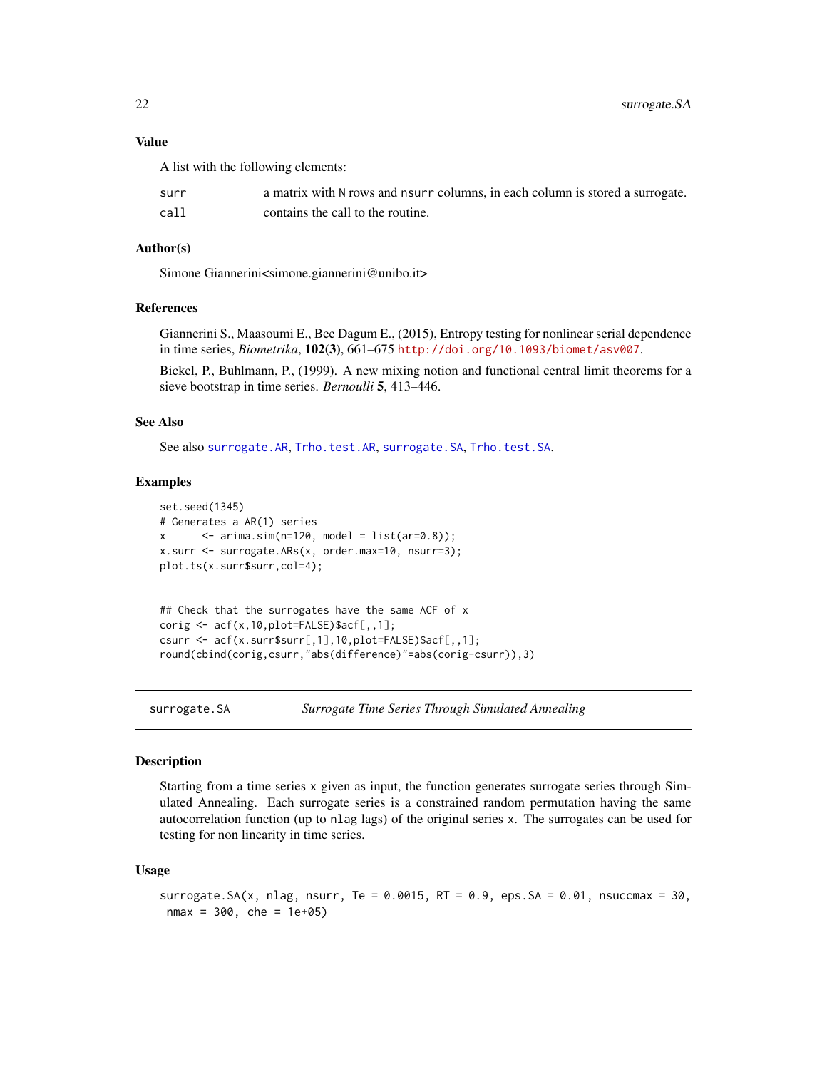### Value

A list with the following elements:

| | |
|---|---|
| `surr` | a matrix with `N` rows and `nsurr` columns, in each column is stored a surrogate. |
| `call` | contains the call to the routine. |

### Author(s)

Simone Giannerini<simone.giannerini@unibo.it>

### References

Giannerini S., Maasoumi E., Bee Dagum E., (2015), Entropy testing for nonlinear serial dependence in time series, *Biometrika*, **102(3)**, 661–675 http://doi.org/10.1093/biomet/asv007.

Bickel, P., Buhlmann, P., (1999). A new mixing notion and functional central limit theorems for a sieve bootstrap in time series. *Bernoulli* **5**, 413–446.

### See Also

See also `surrogate.AR`, `Trho.test.AR`, `surrogate.SA`, `Trho.test.SA`.

### Examples

```
set.seed(1345)
# Generates a AR(1) series
x      <- arima.sim(n=120, model = list(ar=0.8));
x.surr <- surrogate.ARs(x, order.max=10, nsurr=3);
plot.ts(x.surr$surr,col=4);


## Check that the surrogates have the same ACF of x
corig <- acf(x,10,plot=FALSE)$acf[,,1];
csurr <- acf(x.surr$surr[,1],10,plot=FALSE)$acf[,,1];
round(cbind(corig,csurr,"abs(difference)"=abs(corig-csurr)),3)
```

---

## surrogate.SA — *Surrogate Time Series Through Simulated Annealing*

### Description

Starting from a time series `x` given as input, the function generates surrogate series through Simulated Annealing. Each surrogate series is a constrained random permutation having the same autocorrelation function (up to `nlag` lags) of the original series `x`. The surrogates can be used for testing for non linearity in time series.

### Usage

```
surrogate.SA(x, nlag, nsurr, Te = 0.0015, RT = 0.9, eps.SA = 0.01, nsuccmax = 30,
 nmax = 300, che = 1e+05)
```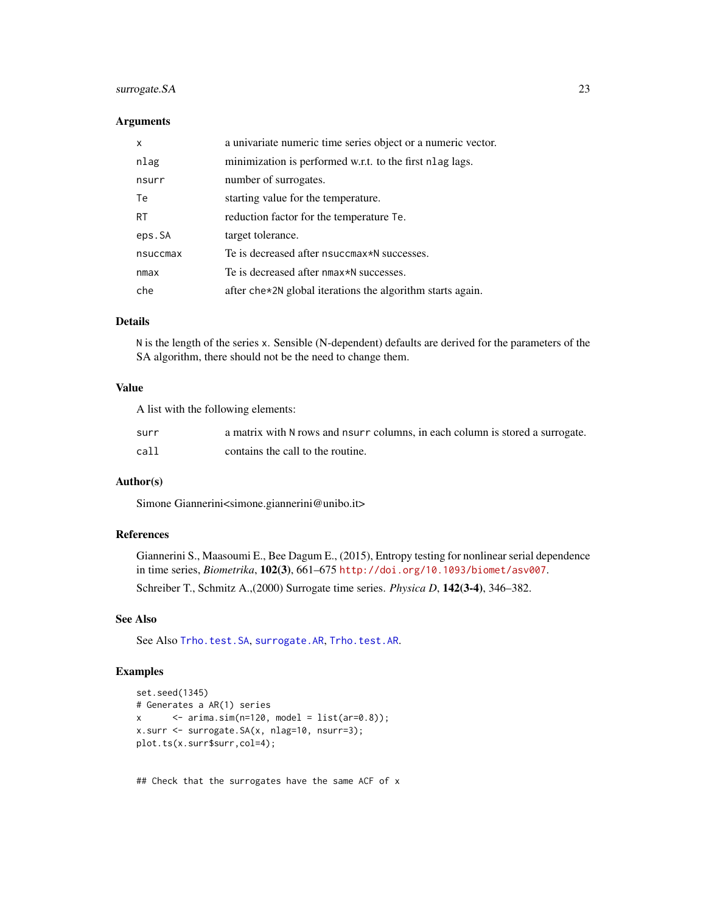### Arguments

| | |
|---|---|
| `x` | a univariate numeric time series object or a numeric vector. |
| `nlag` | minimization is performed w.r.t. to the first `nlag` lags. |
| `nsurr` | number of surrogates. |
| `Te` | starting value for the temperature. |
| `RT` | reduction factor for the temperature `Te`. |
| `eps.SA` | target tolerance. |
| `nsuccmax` | Te is decreased after `nsuccmax*N` successes. |
| `nmax` | Te is decreased after `nmax*N` successes. |
| `che` | after `che*2N` global iterations the algorithm starts again. |

### Details

`N` is the length of the series `x`. Sensible (N-dependent) defaults are derived for the parameters of the SA algorithm, there should not be the need to change them.

### Value

A list with the following elements:

| | |
|---|---|
| `surr` | a matrix with `N` rows and `nsurr` columns, in each column is stored a surrogate. |
| `call` | contains the call to the routine. |

### Author(s)

Simone Giannerini<simone.giannerini@unibo.it>

### References

Giannerini S., Maasoumi E., Bee Dagum E., (2015), Entropy testing for nonlinear serial dependence in time series, *Biometrika*, **102(3)**, 661–675 http://doi.org/10.1093/biomet/asv007.

Schreiber T., Schmitz A.,(2000) Surrogate time series. *Physica D*, **142(3-4)**, 346–382.

### See Also

See Also `Trho.test.SA`, `surrogate.AR`, `Trho.test.AR`.

### Examples

```
set.seed(1345)
# Generates a AR(1) series
x      <- arima.sim(n=120, model = list(ar=0.8));
x.surr <- surrogate.SA(x, nlag=10, nsurr=3);
plot.ts(x.surr$surr,col=4);


## Check that the surrogates have the same ACF of x
```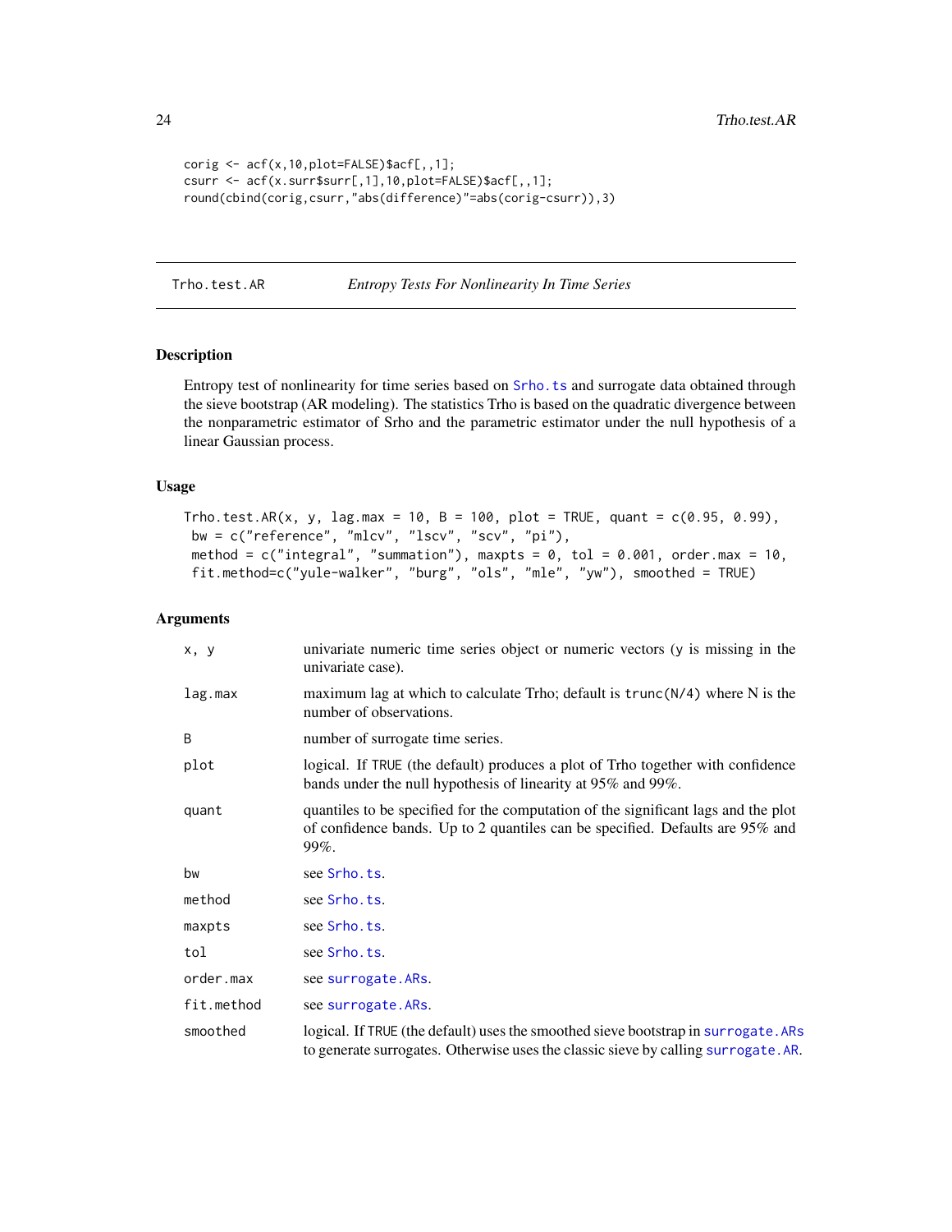```
corig <- acf(x,10,plot=FALSE)$acf[,,1];
csurr <- acf(x.surr$surr[,1],10,plot=FALSE)$acf[,,1];
round(cbind(corig,csurr,"abs(difference)"=abs(corig-csurr)),3)
```

---

Trho.test.AR *Entropy Tests For Nonlinearity In Time Series*

---

## Description

Entropy test of nonlinearity for time series based on Srho.ts and surrogate data obtained through the sieve bootstrap (AR modeling). The statistics Trho is based on the quadratic divergence between the nonparametric estimator of Srho and the parametric estimator under the null hypothesis of a linear Gaussian process.

## Usage

```
Trho.test.AR(x, y, lag.max = 10, B = 100, plot = TRUE, quant = c(0.95, 0.99),
 bw = c("reference", "mlcv", "lscv", "scv", "pi"),
 method = c("integral", "summation"), maxpts = 0, tol = 0.001, order.max = 10,
 fit.method=c("yule-walker", "burg", "ols", "mle", "yw"), smoothed = TRUE)
```

## Arguments

| | |
|---|---|
| x, y | univariate numeric time series object or numeric vectors (y is missing in the univariate case). |
| lag.max | maximum lag at which to calculate Trho; default is trunc(N/4) where N is the number of observations. |
| B | number of surrogate time series. |
| plot | logical. If TRUE (the default) produces a plot of Trho together with confidence bands under the null hypothesis of linearity at 95% and 99%. |
| quant | quantiles to be specified for the computation of the significant lags and the plot of confidence bands. Up to 2 quantiles can be specified. Defaults are 95% and 99%. |
| bw | see Srho.ts. |
| method | see Srho.ts. |
| maxpts | see Srho.ts. |
| tol | see Srho.ts. |
| order.max | see surrogate.ARs. |
| fit.method | see surrogate.ARs. |
| smoothed | logical. If TRUE (the default) uses the smoothed sieve bootstrap in surrogate.ARs to generate surrogates. Otherwise uses the classic sieve by calling surrogate.AR. |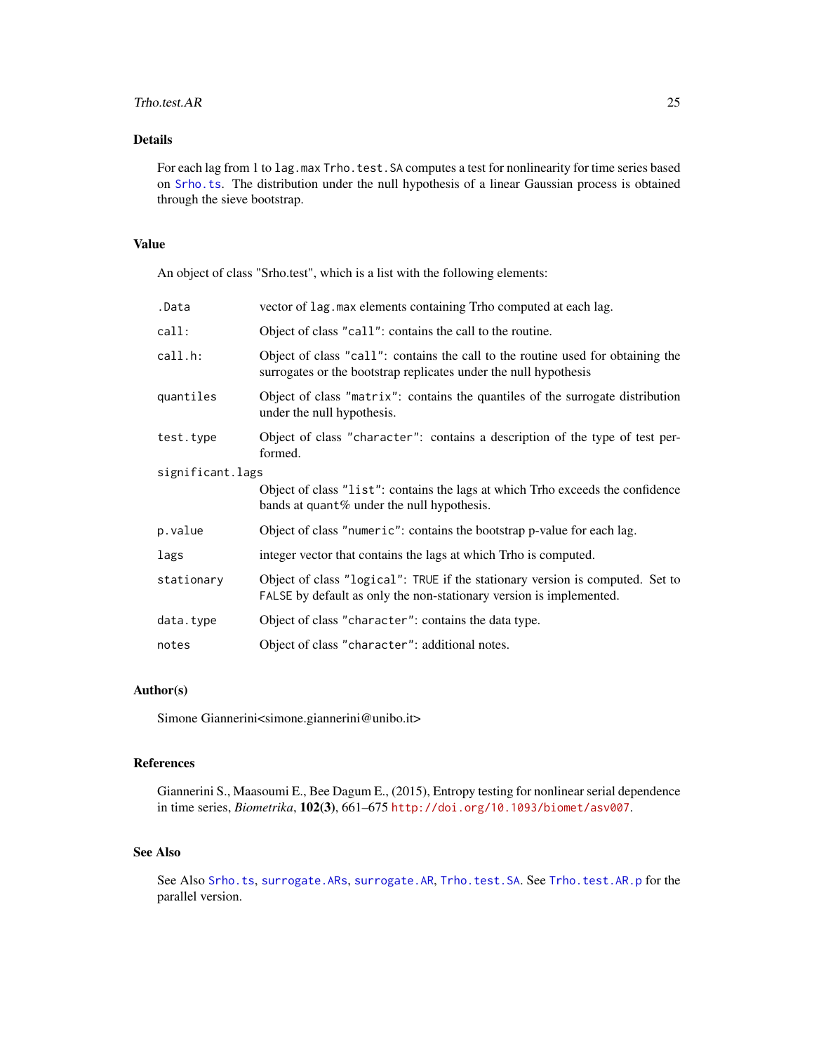## Details

For each lag from 1 to `lag.max` `Trho.test.SA` computes a test for nonlinearity for time series based on `Srho.ts`. The distribution under the null hypothesis of a linear Gaussian process is obtained through the sieve bootstrap.

## Value

An object of class "Srho.test", which is a list with the following elements:

| | |
|---|---|
| `.Data` | vector of `lag.max` elements containing Trho computed at each lag. |
| `call:` | Object of class `"call"`: contains the call to the routine. |
| `call.h:` | Object of class `"call"`: contains the call to the routine used for obtaining the surrogates or the bootstrap replicates under the null hypothesis |
| `quantiles` | Object of class `"matrix"`: contains the quantiles of the surrogate distribution under the null hypothesis. |
| `test.type` | Object of class `"character"`: contains a description of the type of test performed. |
| `significant.lags` | Object of class `"list"`: contains the lags at which Trho exceeds the confidence bands at `quant`% under the null hypothesis. |
| `p.value` | Object of class `"numeric"`: contains the bootstrap p-value for each lag. |
| `lags` | integer vector that contains the lags at which Trho is computed. |
| `stationary` | Object of class `"logical"`: `TRUE` if the stationary version is computed. Set to `FALSE` by default as only the non-stationary version is implemented. |
| `data.type` | Object of class `"character"`: contains the data type. |
| `notes` | Object of class `"character"`: additional notes. |

## Author(s)

Simone Giannerini<simone.giannerini@unibo.it>

## References

Giannerini S., Maasoumi E., Bee Dagum E., (2015), Entropy testing for nonlinear serial dependence in time series, *Biometrika*, **102(3)**, 661–675 http://doi.org/10.1093/biomet/asv007.

## See Also

See Also `Srho.ts`, `surrogate.ARs`, `surrogate.AR`, `Trho.test.SA`. See `Trho.test.AR.p` for the parallel version.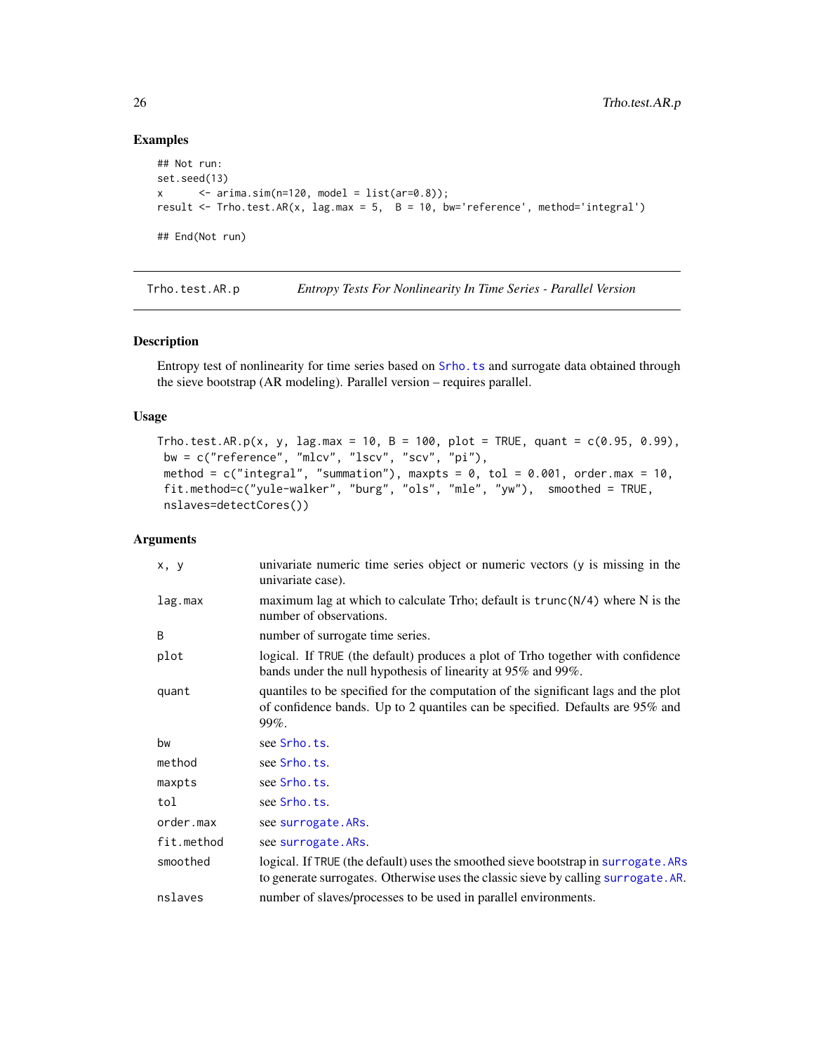## Examples

```
## Not run:
set.seed(13)
x      <- arima.sim(n=120, model = list(ar=0.8));
result <- Trho.test.AR(x, lag.max = 5,  B = 10, bw='reference', method='integral')

## End(Not run)
```

---

Trho.test.AR.p — *Entropy Tests For Nonlinearity In Time Series - Parallel Version*

---

### Description

Entropy test of nonlinearity for time series based on Srho.ts and surrogate data obtained through the sieve bootstrap (AR modeling). Parallel version – requires parallel.

### Usage

```
Trho.test.AR.p(x, y, lag.max = 10, B = 100, plot = TRUE, quant = c(0.95, 0.99),
 bw = c("reference", "mlcv", "lscv", "scv", "pi"),
 method = c("integral", "summation"), maxpts = 0, tol = 0.001, order.max = 10,
 fit.method=c("yule-walker", "burg", "ols", "mle", "yw"),  smoothed = TRUE,
 nslaves=detectCores())
```

### Arguments

| | |
|---|---|
| x, y | univariate numeric time series object or numeric vectors (y is missing in the univariate case). |
| lag.max | maximum lag at which to calculate Trho; default is trunc(N/4) where N is the number of observations. |
| B | number of surrogate time series. |
| plot | logical. If TRUE (the default) produces a plot of Trho together with confidence bands under the null hypothesis of linearity at 95% and 99%. |
| quant | quantiles to be specified for the computation of the significant lags and the plot of confidence bands. Up to 2 quantiles can be specified. Defaults are 95% and 99%. |
| bw | see Srho.ts. |
| method | see Srho.ts. |
| maxpts | see Srho.ts. |
| tol | see Srho.ts. |
| order.max | see surrogate.ARs. |
| fit.method | see surrogate.ARs. |
| smoothed | logical. If TRUE (the default) uses the smoothed sieve bootstrap in surrogate.ARs to generate surrogates. Otherwise uses the classic sieve by calling surrogate.AR. |
| nslaves | number of slaves/processes to be used in parallel environments. |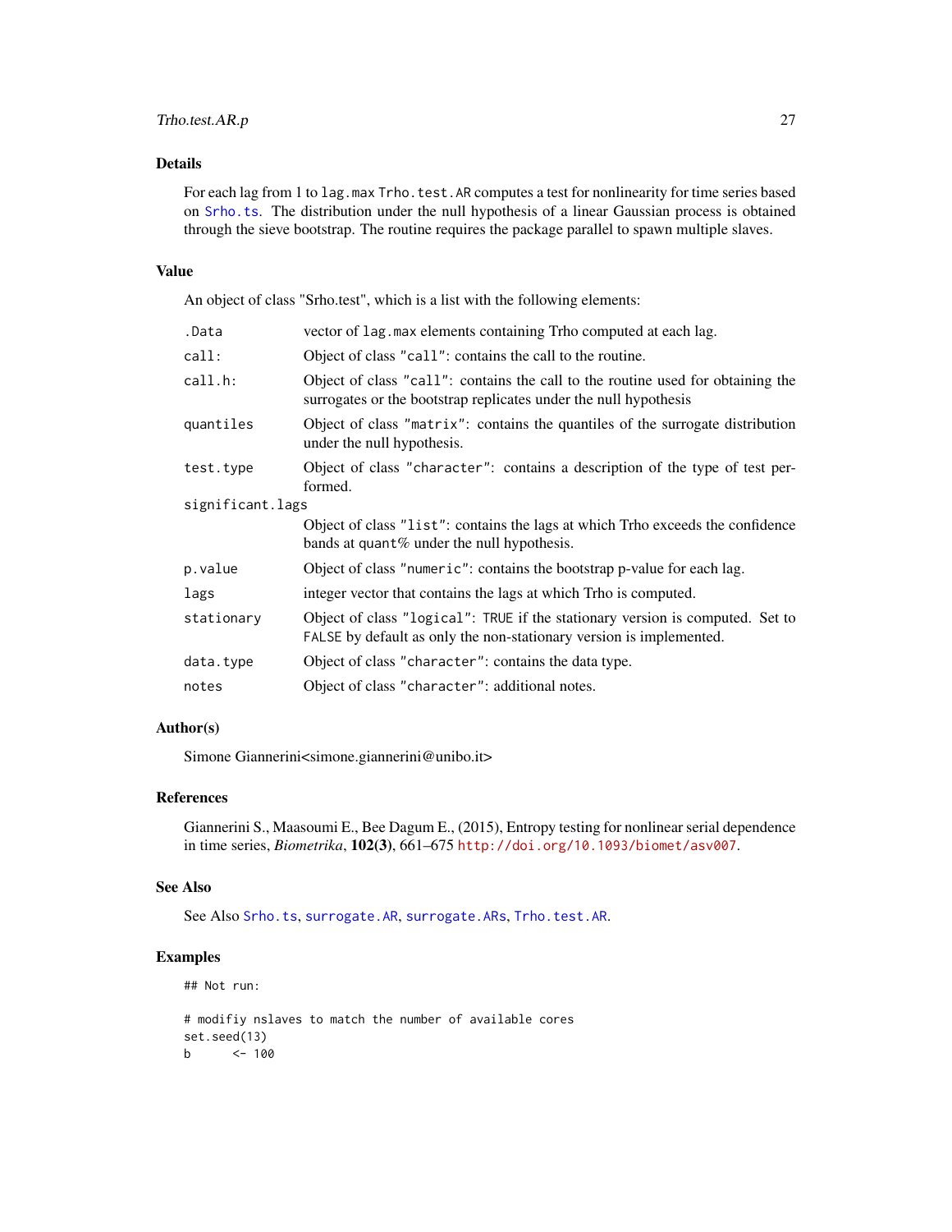## Details

For each lag from 1 to `lag.max` `Trho.test.AR` computes a test for nonlinearity for time series based on `Srho.ts`. The distribution under the null hypothesis of a linear Gaussian process is obtained through the sieve bootstrap. The routine requires the package parallel to spawn multiple slaves.

## Value

An object of class "Srho.test", which is a list with the following elements:

| | |
|---|---|
| `.Data` | vector of `lag.max` elements containing Trho computed at each lag. |
| `call:` | Object of class `"call"`: contains the call to the routine. |
| `call.h:` | Object of class `"call"`: contains the call to the routine used for obtaining the surrogates or the bootstrap replicates under the null hypothesis |
| `quantiles` | Object of class `"matrix"`: contains the quantiles of the surrogate distribution under the null hypothesis. |
| `test.type` | Object of class `"character"`: contains a description of the type of test performed. |
| `significant.lags` | Object of class `"list"`: contains the lags at which Trho exceeds the confidence bands at `quant`% under the null hypothesis. |
| `p.value` | Object of class `"numeric"`: contains the bootstrap p-value for each lag. |
| `lags` | integer vector that contains the lags at which Trho is computed. |
| `stationary` | Object of class `"logical"`: `TRUE` if the stationary version is computed. Set to `FALSE` by default as only the non-stationary version is implemented. |
| `data.type` | Object of class `"character"`: contains the data type. |
| `notes` | Object of class `"character"`: additional notes. |

## Author(s)

Simone Giannerini<simone.giannerini@unibo.it>

## References

Giannerini S., Maasoumi E., Bee Dagum E., (2015), Entropy testing for nonlinear serial dependence in time series, *Biometrika*, **102(3)**, 661–675 http://doi.org/10.1093/biomet/asv007.

## See Also

See Also `Srho.ts`, `surrogate.AR`, `surrogate.ARs`, `Trho.test.AR`.

## Examples

```
## Not run:

# modifiy nslaves to match the number of available cores
set.seed(13)
b      <- 100
```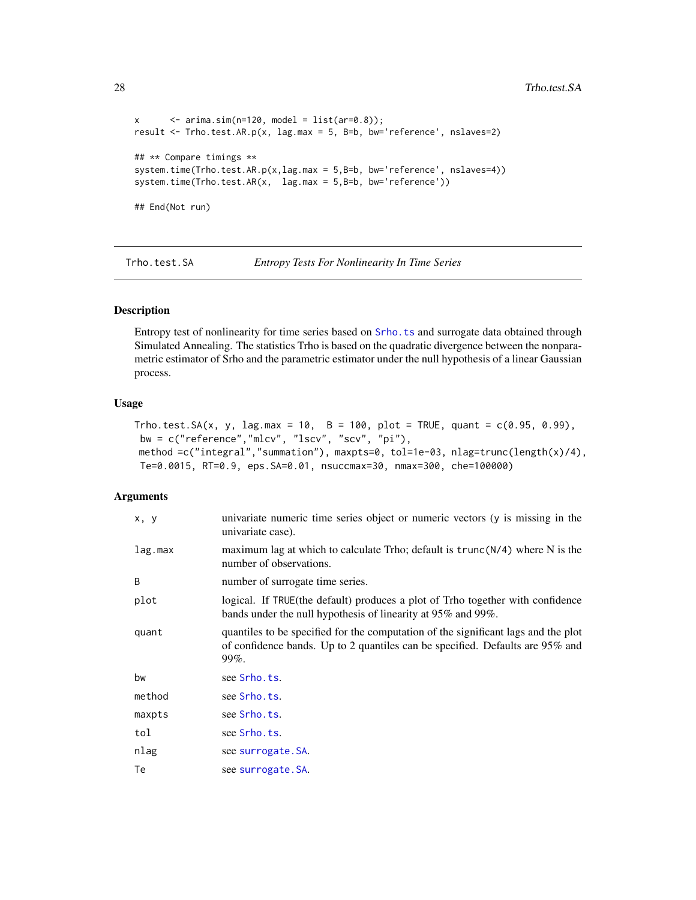```
x      <- arima.sim(n=120, model = list(ar=0.8));
result <- Trho.test.AR.p(x, lag.max = 5, B=b, bw='reference', nslaves=2)

## ** Compare timings **
system.time(Trho.test.AR.p(x,lag.max = 5,B=b, bw='reference', nslaves=4))
system.time(Trho.test.AR(x,  lag.max = 5,B=b, bw='reference'))

## End(Not run)
```

---

## Trho.test.SA — *Entropy Tests For Nonlinearity In Time Series*

### Description

Entropy test of nonlinearity for time series based on `Srho.ts` and surrogate data obtained through Simulated Annealing. The statistics Trho is based on the quadratic divergence between the nonparametric estimator of Srho and the parametric estimator under the null hypothesis of a linear Gaussian process.

### Usage

```
Trho.test.SA(x, y, lag.max = 10,  B = 100, plot = TRUE, quant = c(0.95, 0.99),
 bw = c("reference","mlcv", "lscv", "scv", "pi"),
 method =c("integral","summation"), maxpts=0, tol=1e-03, nlag=trunc(length(x)/4),
 Te=0.0015, RT=0.9, eps.SA=0.01, nsuccmax=30, nmax=300, che=100000)
```

### Arguments

| | |
|---|---|
| `x, y` | univariate numeric time series object or numeric vectors (y is missing in the univariate case). |
| `lag.max` | maximum lag at which to calculate Trho; default is `trunc(N/4)` where N is the number of observations. |
| `B` | number of surrogate time series. |
| `plot` | logical. If `TRUE`(the default) produces a plot of Trho together with confidence bands under the null hypothesis of linearity at 95% and 99%. |
| `quant` | quantiles to be specified for the computation of the significant lags and the plot of confidence bands. Up to 2 quantiles can be specified. Defaults are 95% and 99%. |
| `bw` | see `Srho.ts`. |
| `method` | see `Srho.ts`. |
| `maxpts` | see `Srho.ts`. |
| `tol` | see `Srho.ts`. |
| `nlag` | see `surrogate.SA`. |
| `Te` | see `surrogate.SA`. |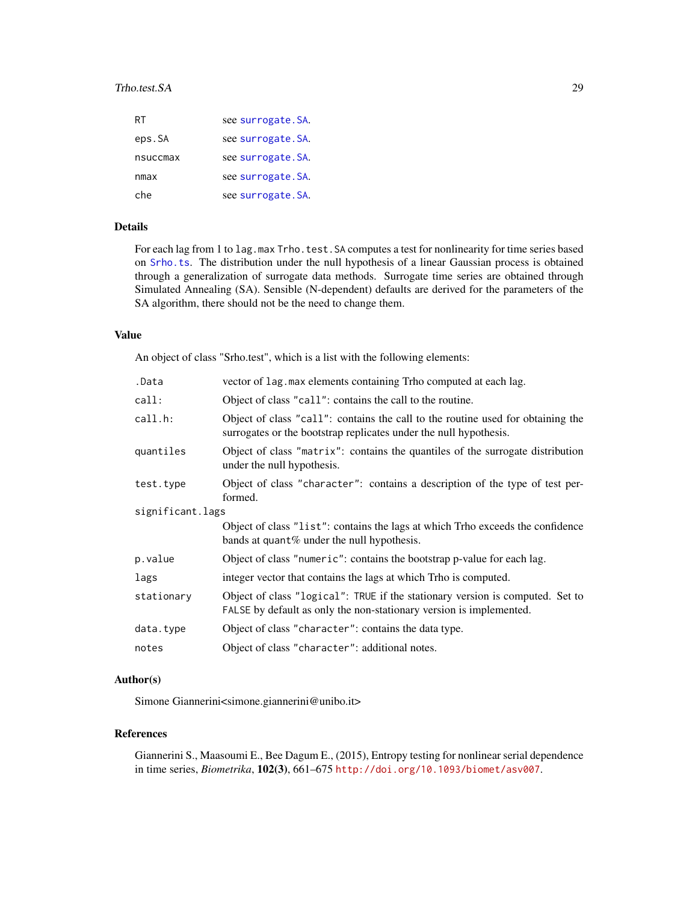| | |
|---|---|
| RT | see surrogate.SA. |
| eps.SA | see surrogate.SA. |
| nsuccmax | see surrogate.SA. |
| nmax | see surrogate.SA. |
| che | see surrogate.SA. |

## Details

For each lag from 1 to `lag.max` `Trho.test.SA` computes a test for nonlinearity for time series based on `Srho.ts`. The distribution under the null hypothesis of a linear Gaussian process is obtained through a generalization of surrogate data methods. Surrogate time series are obtained through Simulated Annealing (SA). Sensible (N-dependent) defaults are derived for the parameters of the SA algorithm, there should not be the need to change them.

## Value

An object of class "Srho.test", which is a list with the following elements:

| | |
|---|---|
| .Data | vector of `lag.max` elements containing Trho computed at each lag. |
| call: | Object of class `"call"`: contains the call to the routine. |
| call.h: | Object of class `"call"`: contains the call to the routine used for obtaining the surrogates or the bootstrap replicates under the null hypothesis. |
| quantiles | Object of class `"matrix"`: contains the quantiles of the surrogate distribution under the null hypothesis. |
| test.type | Object of class `"character"`: contains a description of the type of test performed. |
| significant.lags | Object of class `"list"`: contains the lags at which Trho exceeds the confidence bands at `quant`% under the null hypothesis. |
| p.value | Object of class `"numeric"`: contains the bootstrap p-value for each lag. |
| lags | integer vector that contains the lags at which Trho is computed. |
| stationary | Object of class `"logical"`: `TRUE` if the stationary version is computed. Set to `FALSE` by default as only the non-stationary version is implemented. |
| data.type | Object of class `"character"`: contains the data type. |
| notes | Object of class `"character"`: additional notes. |

## Author(s)

Simone Giannerini<simone.giannerini@unibo.it>

## References

Giannerini S., Maasoumi E., Bee Dagum E., (2015), Entropy testing for nonlinear serial dependence in time series, *Biometrika*, **102(3)**, 661–675 http://doi.org/10.1093/biomet/asv007.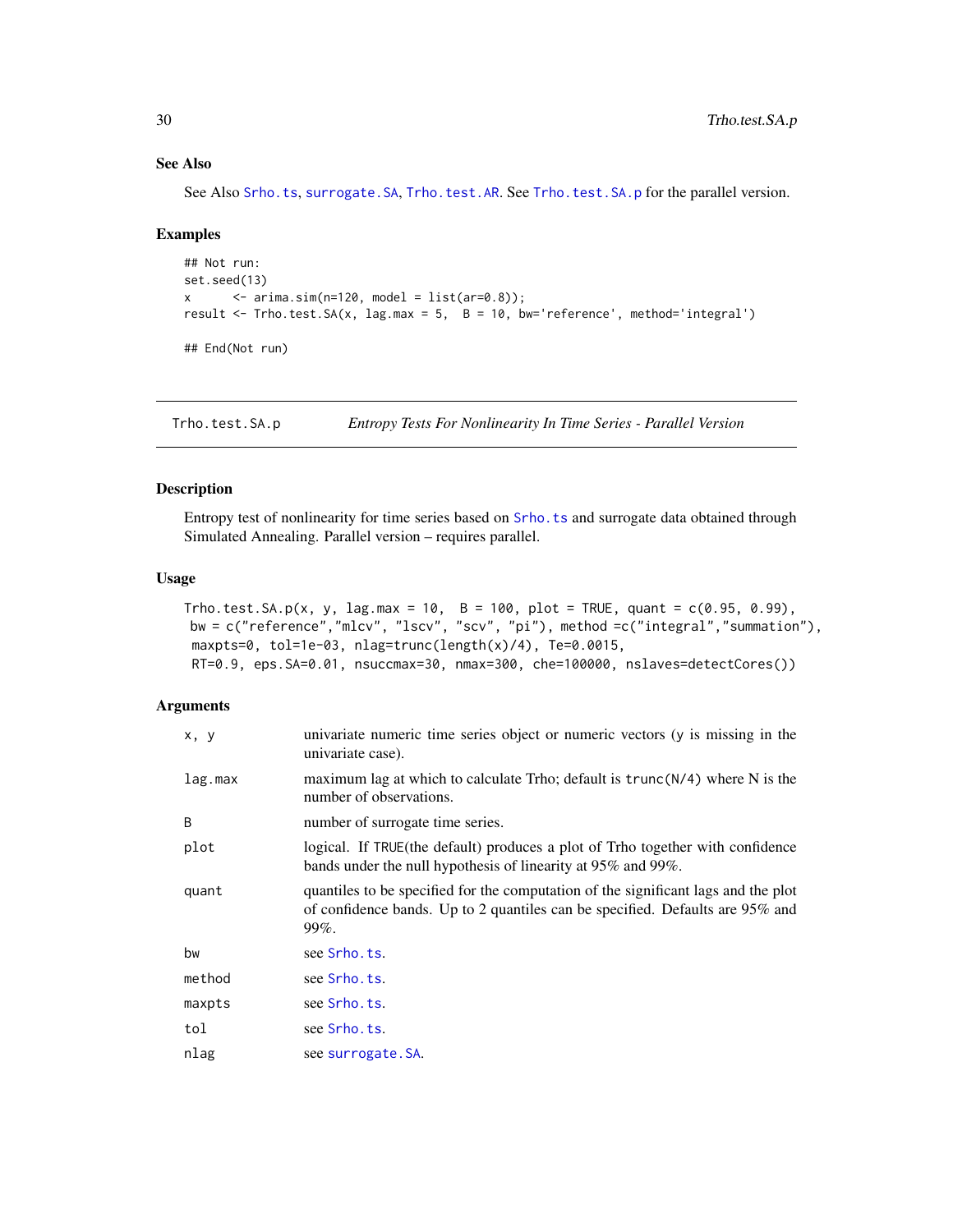## See Also

See Also Srho.ts, surrogate.SA, Trho.test.AR. See Trho.test.SA.p for the parallel version.

## Examples

```
## Not run:
set.seed(13)
x      <- arima.sim(n=120, model = list(ar=0.8));
result <- Trho.test.SA(x, lag.max = 5,  B = 10, bw='reference', method='integral')

## End(Not run)
```

---

# Trho.test.SA.p — *Entropy Tests For Nonlinearity In Time Series - Parallel Version*

## Description

Entropy test of nonlinearity for time series based on Srho.ts and surrogate data obtained through Simulated Annealing. Parallel version – requires parallel.

## Usage

```
Trho.test.SA.p(x, y, lag.max = 10,  B = 100, plot = TRUE, quant = c(0.95, 0.99),
 bw = c("reference","mlcv", "lscv", "scv", "pi"), method =c("integral","summation"),
 maxpts=0, tol=1e-03, nlag=trunc(length(x)/4), Te=0.0015,
 RT=0.9, eps.SA=0.01, nsuccmax=30, nmax=300, che=100000, nslaves=detectCores())
```

## Arguments

| | |
|---|---|
| `x, y` | univariate numeric time series object or numeric vectors (y is missing in the univariate case). |
| `lag.max` | maximum lag at which to calculate Trho; default is `trunc(N/4)` where N is the number of observations. |
| `B` | number of surrogate time series. |
| `plot` | logical. If `TRUE`(the default) produces a plot of Trho together with confidence bands under the null hypothesis of linearity at 95% and 99%. |
| `quant` | quantiles to be specified for the computation of the significant lags and the plot of confidence bands. Up to 2 quantiles can be specified. Defaults are 95% and 99%. |
| `bw` | see Srho.ts. |
| `method` | see Srho.ts. |
| `maxpts` | see Srho.ts. |
| `tol` | see Srho.ts. |
| `nlag` | see surrogate.SA. |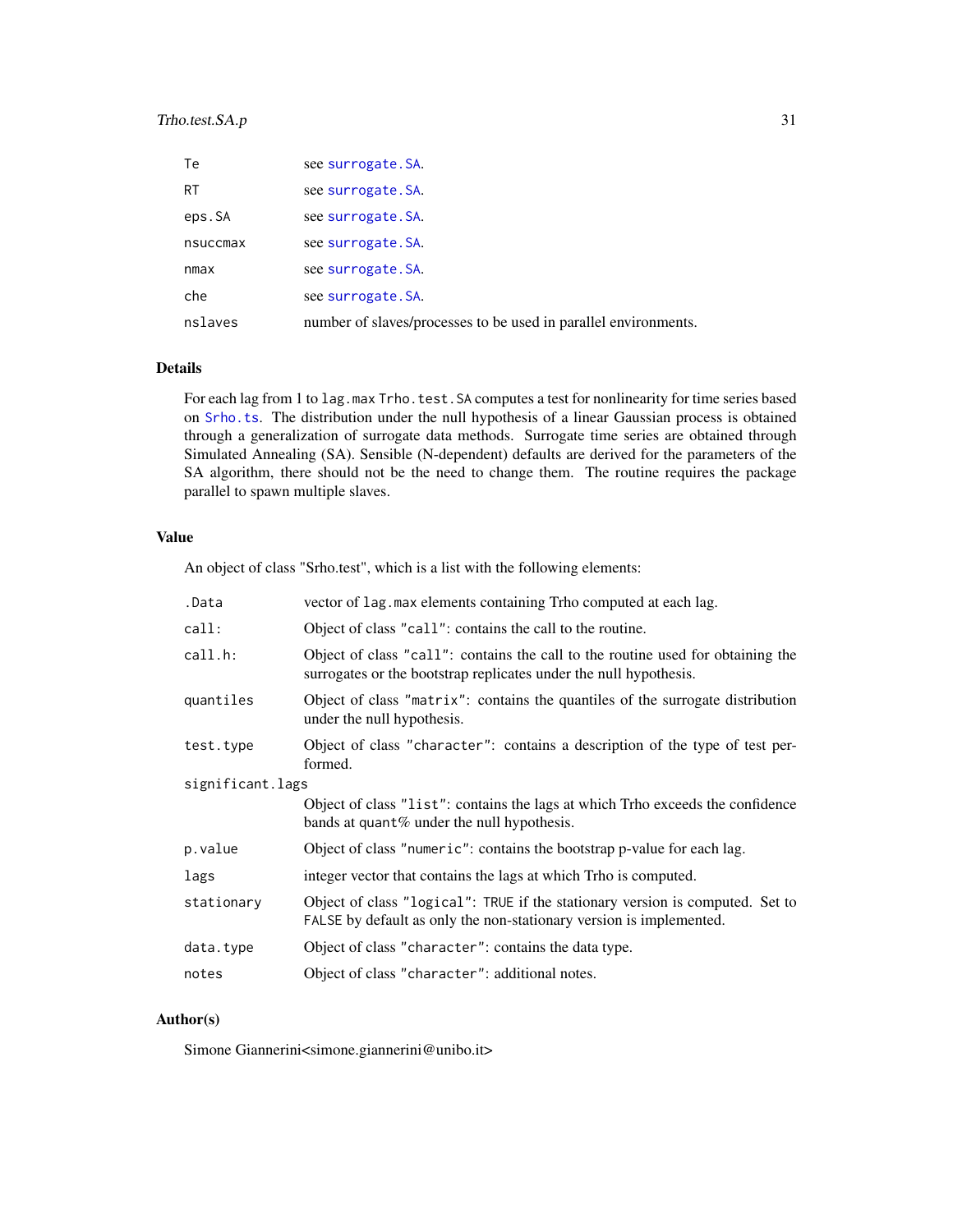| | |
|---|---|
| Te | see surrogate.SA. |
| RT | see surrogate.SA. |
| eps.SA | see surrogate.SA. |
| nsuccmax | see surrogate.SA. |
| nmax | see surrogate.SA. |
| che | see surrogate.SA. |
| nslaves | number of slaves/processes to be used in parallel environments. |

## Details

For each lag from 1 to `lag.max` `Trho.test.SA` computes a test for nonlinearity for time series based on `Srho.ts`. The distribution under the null hypothesis of a linear Gaussian process is obtained through a generalization of surrogate data methods. Surrogate time series are obtained through Simulated Annealing (SA). Sensible (N-dependent) defaults are derived for the parameters of the SA algorithm, there should not be the need to change them. The routine requires the package parallel to spawn multiple slaves.

## Value

An object of class "Srho.test", which is a list with the following elements:

| | |
|---|---|
| .Data | vector of `lag.max` elements containing Trho computed at each lag. |
| call: | Object of class `"call"`: contains the call to the routine. |
| call.h: | Object of class `"call"`: contains the call to the routine used for obtaining the surrogates or the bootstrap replicates under the null hypothesis. |
| quantiles | Object of class `"matrix"`: contains the quantiles of the surrogate distribution under the null hypothesis. |
| test.type | Object of class `"character"`: contains a description of the type of test performed. |
| significant.lags | Object of class `"list"`: contains the lags at which Trho exceeds the confidence bands at `quant`% under the null hypothesis. |
| p.value | Object of class `"numeric"`: contains the bootstrap p-value for each lag. |
| lags | integer vector that contains the lags at which Trho is computed. |
| stationary | Object of class `"logical"`: `TRUE` if the stationary version is computed. Set to `FALSE` by default as only the non-stationary version is implemented. |
| data.type | Object of class `"character"`: contains the data type. |
| notes | Object of class `"character"`: additional notes. |

## Author(s)

Simone Giannerini<simone.giannerini@unibo.it>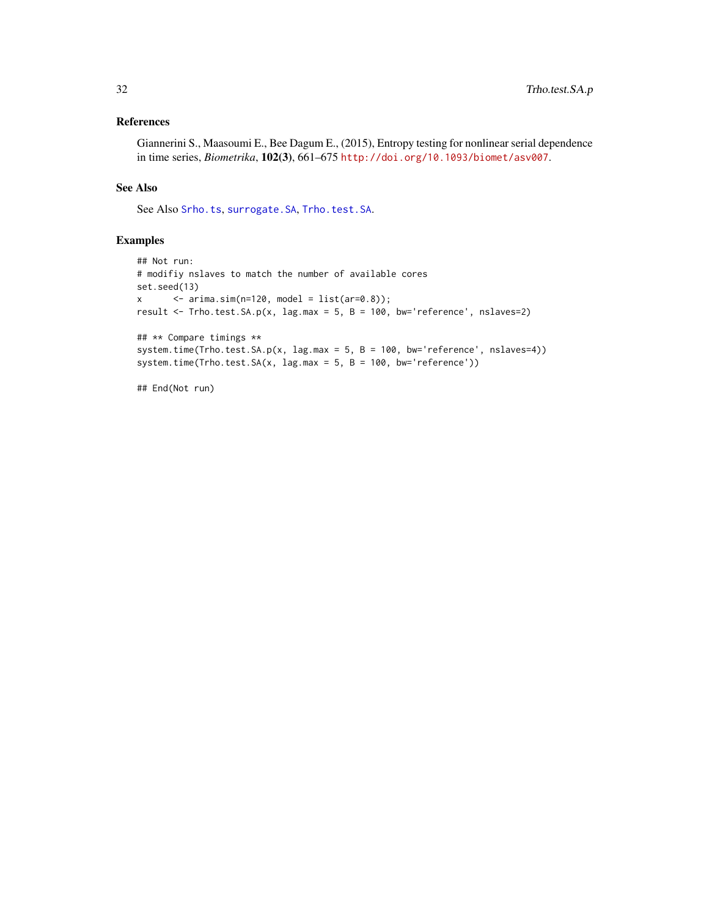## References

Giannerini S., Maasoumi E., Bee Dagum E., (2015), Entropy testing for nonlinear serial dependence in time series, *Biometrika*, **102(3)**, 661–675 http://doi.org/10.1093/biomet/asv007.

## See Also

See Also Srho.ts, surrogate.SA, Trho.test.SA.

## Examples

```
## Not run:
# modifiy nslaves to match the number of available cores
set.seed(13)
x      <- arima.sim(n=120, model = list(ar=0.8));
result <- Trho.test.SA.p(x, lag.max = 5, B = 100, bw='reference', nslaves=2)

## ** Compare timings **
system.time(Trho.test.SA.p(x, lag.max = 5, B = 100, bw='reference', nslaves=4))
system.time(Trho.test.SA(x, lag.max = 5, B = 100, bw='reference'))

## End(Not run)
```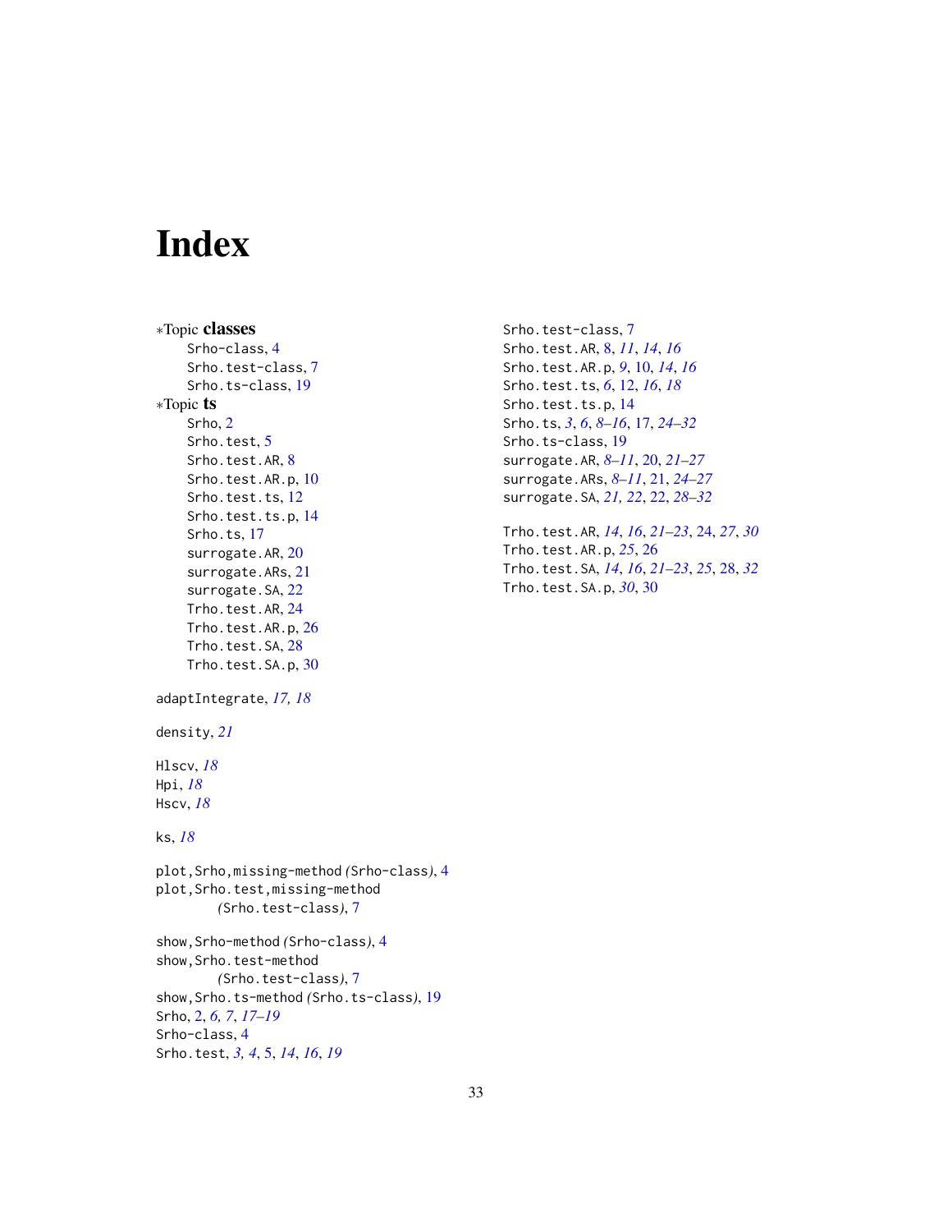# Index

*Topic **classes**
- Srho-class, 4
- Srho.test-class, 7
- Srho.ts-class, 19

*Topic **ts**
- Srho, 2
- Srho.test, 5
- Srho.test.AR, 8
- Srho.test.AR.p, 10
- Srho.test.ts, 12
- Srho.test.ts.p, 14
- Srho.ts, 17
- surrogate.AR, 20
- surrogate.ARs, 21
- surrogate.SA, 22
- Trho.test.AR, 24
- Trho.test.AR.p, 26
- Trho.test.SA, 28
- Trho.test.SA.p, 30

adaptIntegrate, *17, 18*

density, *21*

Hlscv, *18*
Hpi, *18*
Hscv, *18*

ks, *18*

plot,Srho,missing-method *(*Srho-class*)*, 4
plot,Srho.test,missing-method *(*Srho.test-class*)*, 7

show,Srho-method *(*Srho-class*)*, 4
show,Srho.test-method *(*Srho.test-class*)*, 7
show,Srho.ts-method *(*Srho.ts-class*)*, 19
Srho, 2, *6, 7*, *17–19*
Srho-class, 4
Srho.test, *3, 4*, 5, *14*, *16*, *19*
Srho.test-class, 7
Srho.test.AR, 8, *11*, *14*, *16*
Srho.test.AR.p, *9*, 10, *14*, *16*
Srho.test.ts, *6*, 12, *16*, *18*
Srho.test.ts.p, 14
Srho.ts, *3*, *6*, *8–16*, 17, *24–32*
Srho.ts-class, 19
surrogate.AR, *8–11*, 20, *21–27*
surrogate.ARs, *8–11*, 21, *24–27*
surrogate.SA, *21, 22*, 22, *28–32*

Trho.test.AR, *14*, *16*, *21–23*, 24, *27*, *30*
Trho.test.AR.p, *25*, 26
Trho.test.SA, *14*, *16*, *21–23*, *25*, 28, *32*
Trho.test.SA.p, *30*, 30